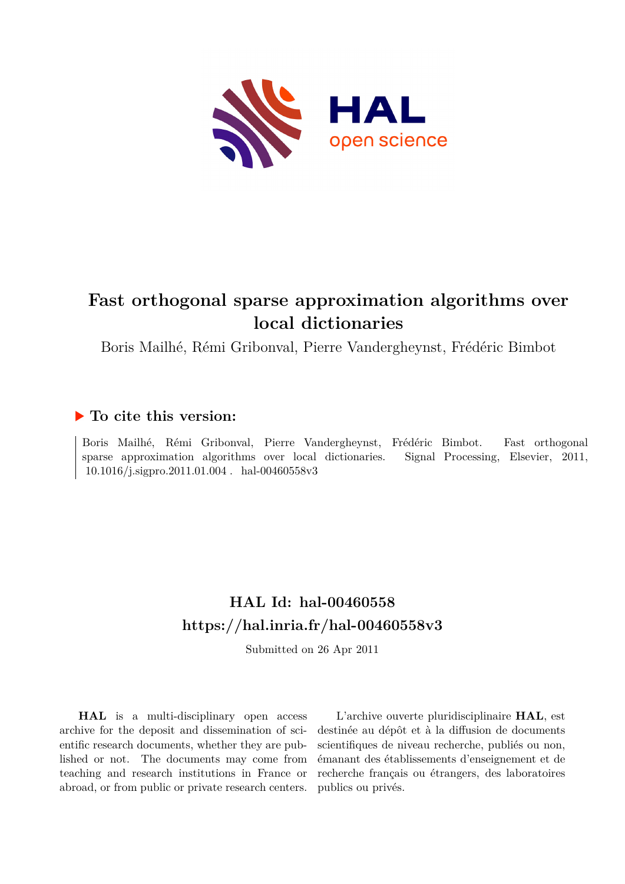# Fast orthogonal sparse approximation algorithms over local dictionaries

Boris Mailhé, Rémi Gribonval, Pierre Vandergheynst, Frédéric Bimbot

### ▶ To cite this version:

Boris Mailhé, Rémi Gribonval, Pierre Vandergheynst, Frédéric Bimbot. Fast orthogonal sparse approximation algorithms over local dictionaries. Signal Processing, Elsevier, 2011, 10.1016/j.sigpro.2011.01.004 . hal-00460558v3

## HAL Id: hal-00460558
## https://hal.inria.fr/hal-00460558v3

Submitted on 26 Apr 2011

**HAL** is a multi-disciplinary open access archive for the deposit and dissemination of scientific research documents, whether they are published or not. The documents may come from teaching and research institutions in France or abroad, or from public or private research centers.

L'archive ouverte pluridisciplinaire **HAL**, est destinée au dépôt et à la diffusion de documents scientifiques de niveau recherche, publiés ou non, émanant des établissements d'enseignement et de recherche français ou étrangers, des laboratoires publics ou privés.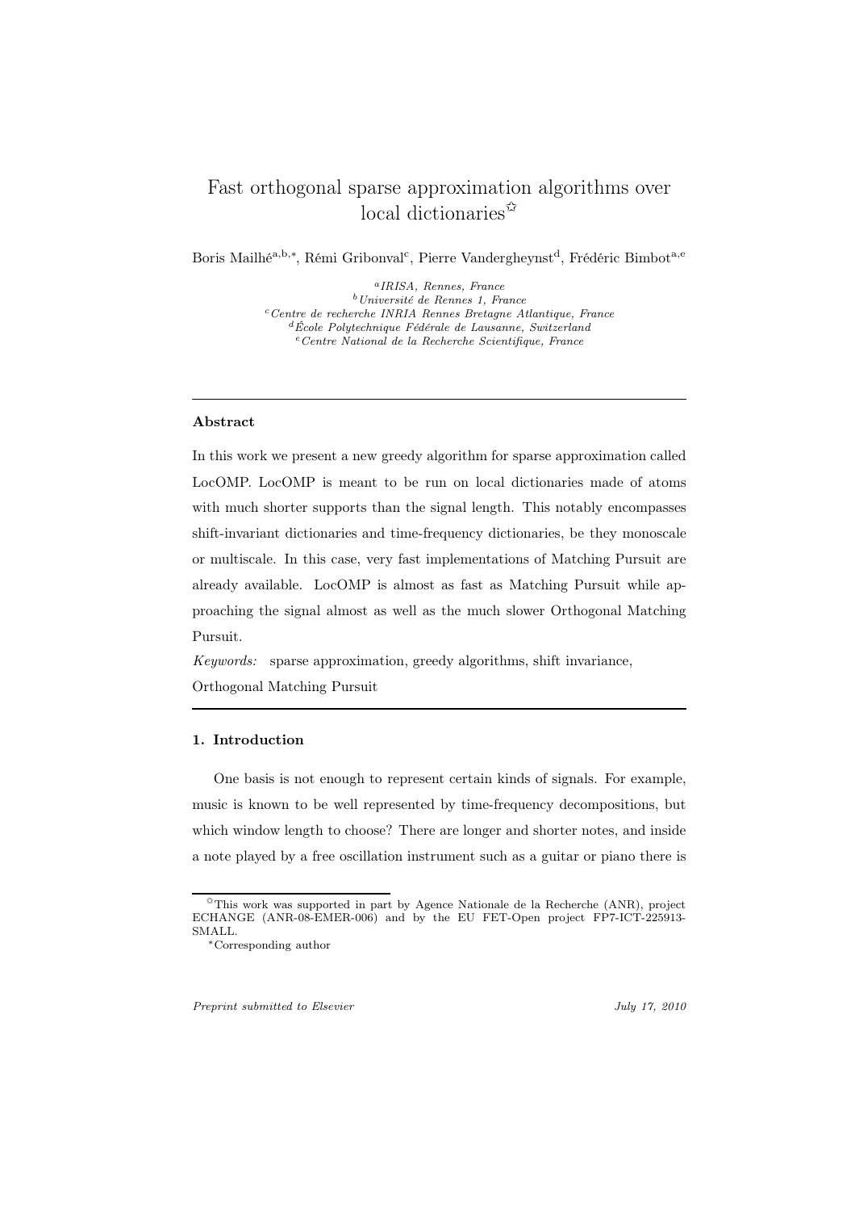# Fast orthogonal sparse approximation algorithms over local dictionaries[☆]

Boris Mailhé[a,b,*], Rémi Gribonval[c], Pierre Vandergheynst[d], Frédéric Bimbot[a,e]

[a] *IRISA, Rennes, France*
[b] *Université de Rennes 1, France*
[c] *Centre de recherche INRIA Rennes Bretagne Atlantique, France*
[d] *École Polytechnique Fédérale de Lausanne, Switzerland*
[e] *Centre National de la Recherche Scientifique, France*

---

### Abstract

In this work we present a new greedy algorithm for sparse approximation called LocOMP. LocOMP is meant to be run on local dictionaries made of atoms with much shorter supports than the signal length. This notably encompasses shift-invariant dictionaries and time-frequency dictionaries, be they monoscale or multiscale. In this case, very fast implementations of Matching Pursuit are already available. LocOMP is almost as fast as Matching Pursuit while approaching the signal almost as well as the much slower Orthogonal Matching Pursuit.

*Keywords:* sparse approximation, greedy algorithms, shift invariance, Orthogonal Matching Pursuit

---

## 1. Introduction

One basis is not enough to represent certain kinds of signals. For example, music is known to be well represented by time-frequency decompositions, but which window length to choose? There are longer and shorter notes, and inside a note played by a free oscillation instrument such as a guitar or piano there is

---

[☆] This work was supported in part by Agence Nationale de la Recherche (ANR), project ECHANGE (ANR-08-EMER-006) and by the EU FET-Open project FP7-ICT-225913-SMALL.

[*] Corresponding author

*Preprint submitted to Elsevier* *July 17, 2010*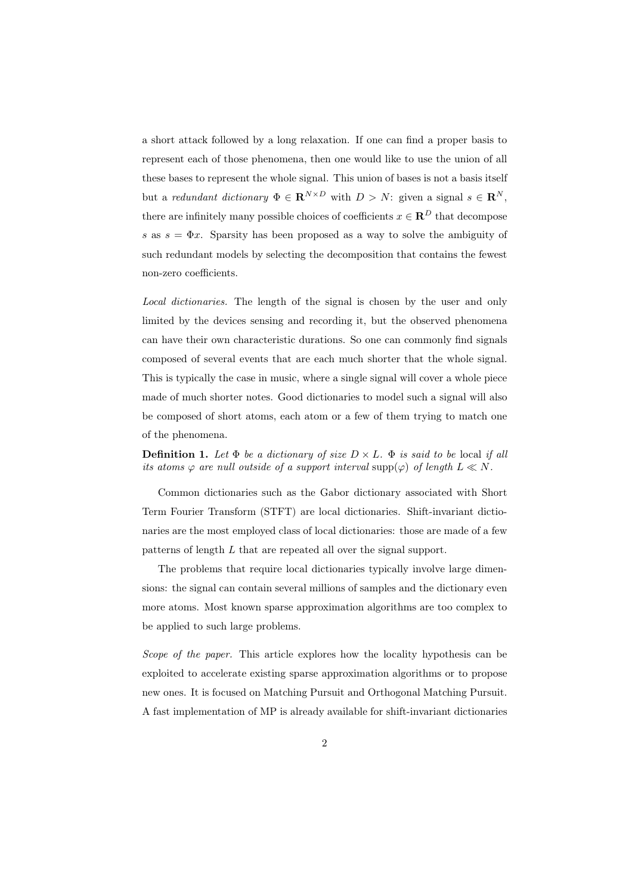a short attack followed by a long relaxation. If one can find a proper basis to represent each of those phenomena, then one would like to use the union of all these bases to represent the whole signal. This union of bases is not a basis itself but a *redundant dictionary* $\Phi \in \mathbf{R}^{N \times D}$ with $D > N$: given a signal $s \in \mathbf{R}^N$, there are infinitely many possible choices of coefficients $x \in \mathbf{R}^D$ that decompose $s$ as $s = \Phi x$. Sparsity has been proposed as a way to solve the ambiguity of such redundant models by selecting the decomposition that contains the fewest non-zero coefficients.

*Local dictionaries.* The length of the signal is chosen by the user and only limited by the devices sensing and recording it, but the observed phenomena can have their own characteristic durations. So one can commonly find signals composed of several events that are each much shorter that the whole signal. This is typically the case in music, where a single signal will cover a whole piece made of much shorter notes. Good dictionaries to model such a signal will also be composed of short atoms, each atom or a few of them trying to match one of the phenomena.

**Definition 1.** *Let $\Phi$ be a dictionary of size $D \times L$. $\Phi$ is said to be* local *if all its atoms $\varphi$ are null outside of a support interval* $\text{supp}(\varphi)$ *of length $L \ll N$.*

Common dictionaries such as the Gabor dictionary associated with Short Term Fourier Transform (STFT) are local dictionaries. Shift-invariant dictionaries are the most employed class of local dictionaries: those are made of a few patterns of length $L$ that are repeated all over the signal support.

The problems that require local dictionaries typically involve large dimensions: the signal can contain several millions of samples and the dictionary even more atoms. Most known sparse approximation algorithms are too complex to be applied to such large problems.

*Scope of the paper.* This article explores how the locality hypothesis can be exploited to accelerate existing sparse approximation algorithms or to propose new ones. It is focused on Matching Pursuit and Orthogonal Matching Pursuit. A fast implementation of MP is already available for shift-invariant dictionaries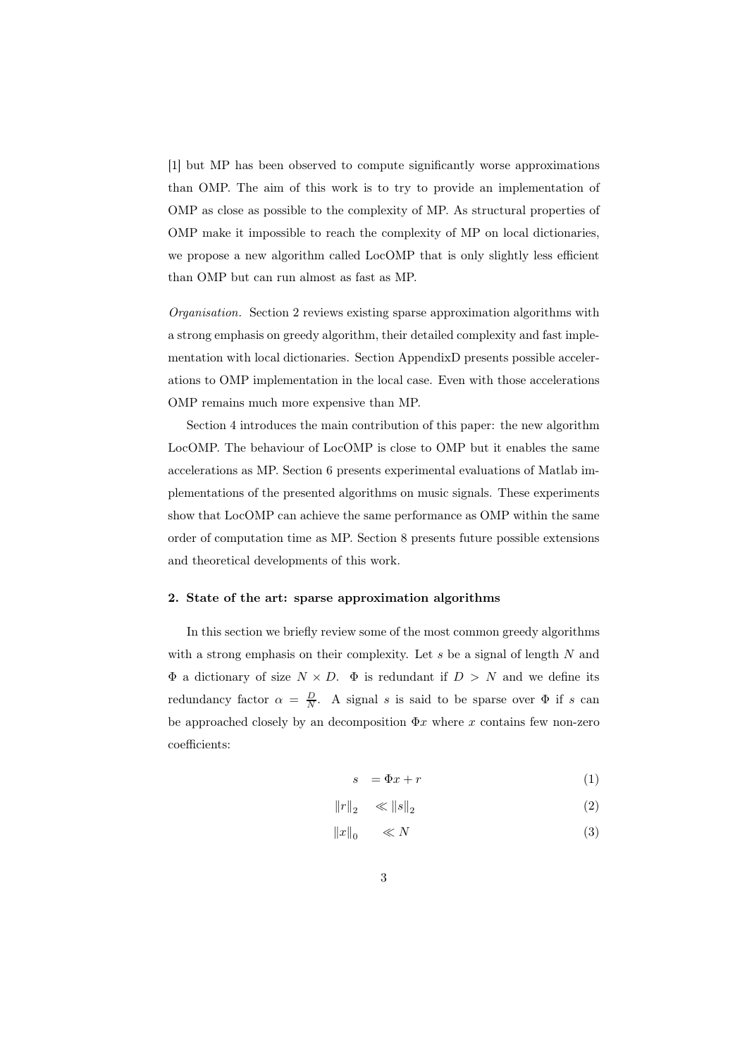[1] but MP has been observed to compute significantly worse approximations than OMP. The aim of this work is to try to provide an implementation of OMP as close as possible to the complexity of MP. As structural properties of OMP make it impossible to reach the complexity of MP on local dictionaries, we propose a new algorithm called LocOMP that is only slightly less efficient than OMP but can run almost as fast as MP.

*Organisation.* Section 2 reviews existing sparse approximation algorithms with a strong emphasis on greedy algorithm, their detailed complexity and fast implementation with local dictionaries. Section AppendixD presents possible accelerations to OMP implementation in the local case. Even with those accelerations OMP remains much more expensive than MP.

Section 4 introduces the main contribution of this paper: the new algorithm LocOMP. The behaviour of LocOMP is close to OMP but it enables the same accelerations as MP. Section 6 presents experimental evaluations of Matlab implementations of the presented algorithms on music signals. These experiments show that LocOMP can achieve the same performance as OMP within the same order of computation time as MP. Section 8 presents future possible extensions and theoretical developments of this work.

## 2. State of the art: sparse approximation algorithms

In this section we briefly review some of the most common greedy algorithms with a strong emphasis on their complexity. Let $s$ be a signal of length $N$ and $\Phi$ a dictionary of size $N \times D$. $\Phi$ is redundant if $D > N$ and we define its redundancy factor $\alpha = \frac{D}{N}$. A signal $s$ is said to be sparse over $\Phi$ if $s$ can be approached closely by an decomposition $\Phi x$ where $x$ contains few non-zero coefficients:

$$s = \Phi x + r \tag{1}$$

$$\|r\|_2 \ll \|s\|_2 \tag{2}$$

$$\|x\|_0 \ll N \tag{3}$$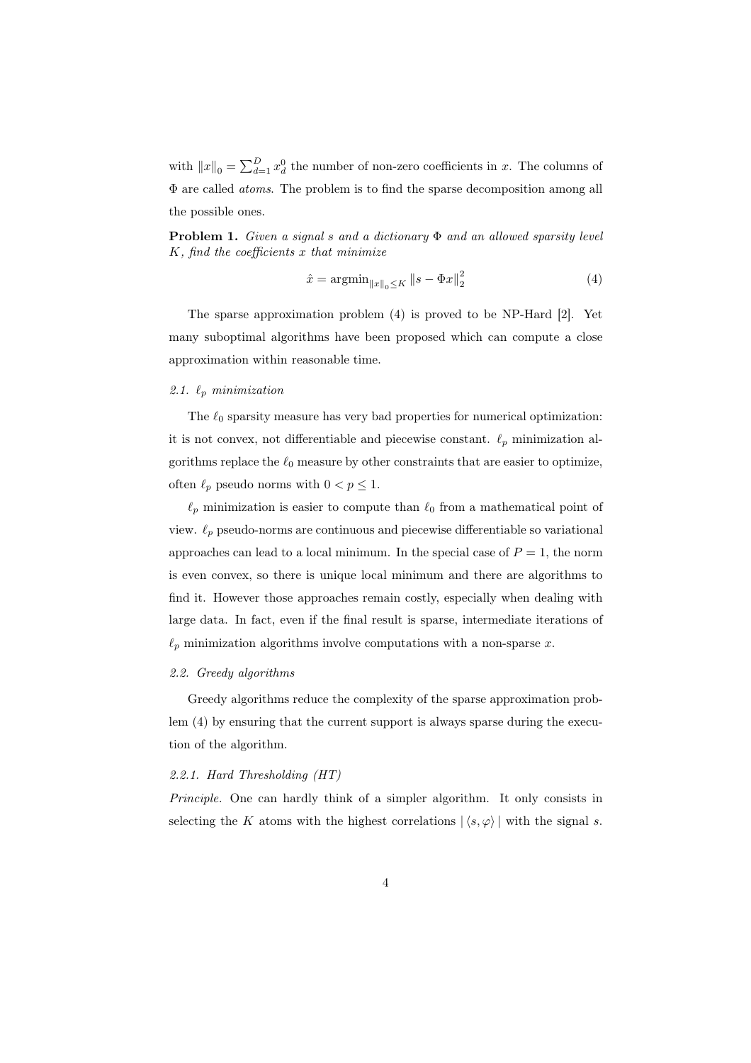with $\|x\|_0 = \sum_{d=1}^{D} x_d^0$ the number of non-zero coefficients in $x$. The columns of $\Phi$ are called *atoms*. The problem is to find the sparse decomposition among all the possible ones.

**Problem 1.** *Given a signal $s$ and a dictionary $\Phi$ and an allowed sparsity level $K$, find the coefficients $x$ that minimize*

$$\hat{x} = \operatorname{argmin}_{\|x\|_0 \leq K} \|s - \Phi x\|_2^2 \tag{4}$$

The sparse approximation problem (4) is proved to be NP-Hard [2]. Yet many suboptimal algorithms have been proposed which can compute a close approximation within reasonable time.

### 2.1. $\ell_p$ minimization

The $\ell_0$ sparsity measure has very bad properties for numerical optimization: it is not convex, not differentiable and piecewise constant. $\ell_p$ minimization algorithms replace the $\ell_0$ measure by other constraints that are easier to optimize, often $\ell_p$ pseudo norms with $0 < p \leq 1$.

$\ell_p$ minimization is easier to compute than $\ell_0$ from a mathematical point of view. $\ell_p$ pseudo-norms are continuous and piecewise differentiable so variational approaches can lead to a local minimum. In the special case of $P = 1$, the norm is even convex, so there is unique local minimum and there are algorithms to find it. However those approaches remain costly, especially when dealing with large data. In fact, even if the final result is sparse, intermediate iterations of $\ell_p$ minimization algorithms involve computations with a non-sparse $x$.

### 2.2. Greedy algorithms

Greedy algorithms reduce the complexity of the sparse approximation problem (4) by ensuring that the current support is always sparse during the execution of the algorithm.

#### 2.2.1. Hard Thresholding (HT)

*Principle.* One can hardly think of a simpler algorithm. It only consists in selecting the $K$ atoms with the highest correlations $|\langle s, \varphi \rangle|$ with the signal $s$.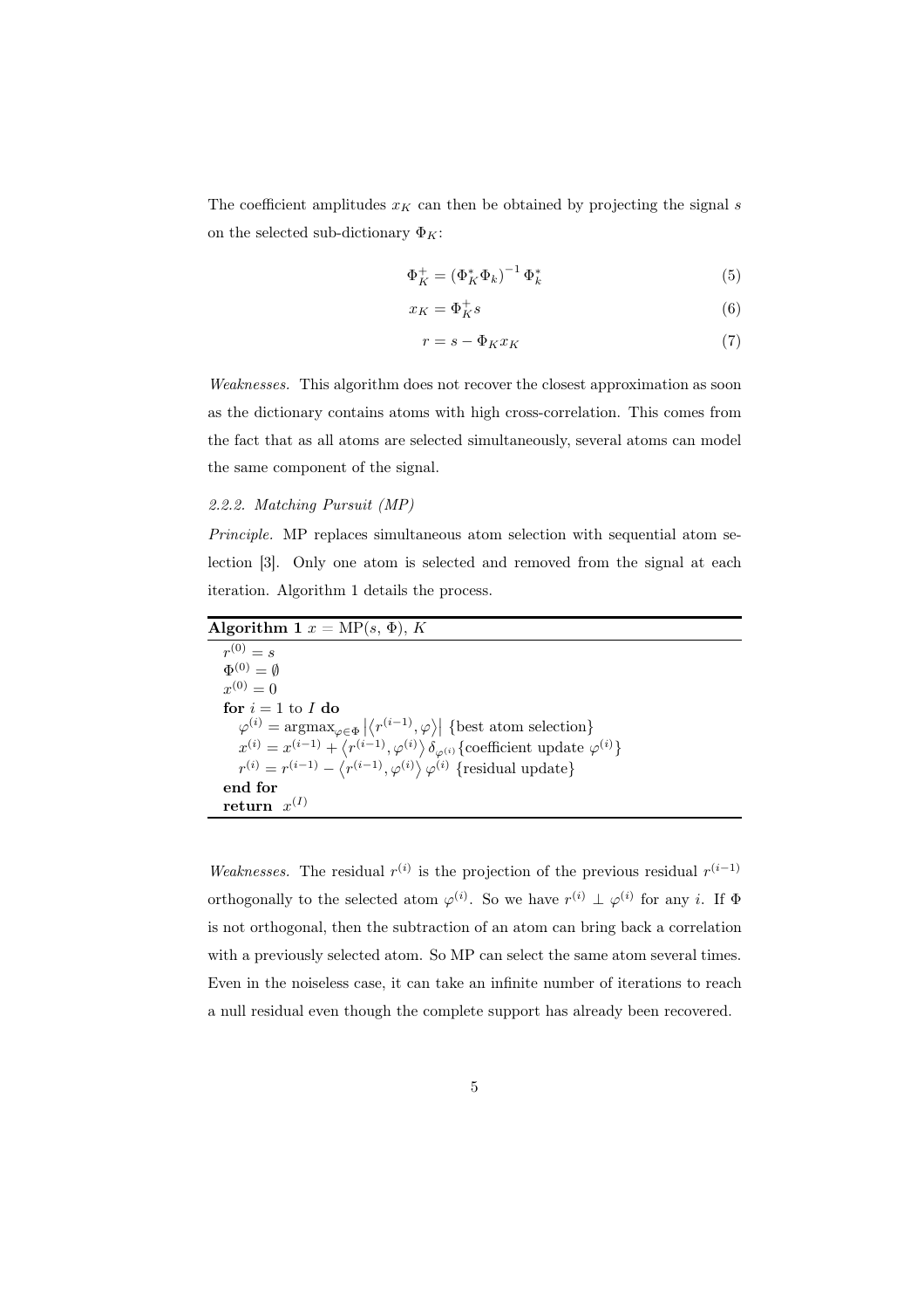The coefficient amplitudes $x_K$ can then be obtained by projecting the signal $s$ on the selected sub-dictionary $\Phi_K$:

$$\Phi_K^+ = \left(\Phi_K^* \Phi_k\right)^{-1} \Phi_k^* \tag{5}$$

$$x_K = \Phi_K^+ s \tag{6}$$

$$r = s - \Phi_K x_K \tag{7}$$

*Weaknesses.* This algorithm does not recover the closest approximation as soon as the dictionary contains atoms with high cross-correlation. This comes from the fact that as all atoms are selected simultaneously, several atoms can model the same component of the signal.

#### *2.2.2. Matching Pursuit (MP)*

*Principle.* MP replaces simultaneous atom selection with sequential atom selection [3]. Only one atom is selected and removed from the signal at each iteration. Algorithm 1 details the process.

**Algorithm 1** $x = \mathrm{MP}(s,\, \Phi),\, K$

```
r^(0) = s
Φ^(0) = ∅
x^(0) = 0
for i = 1 to I do
    φ^(i) = argmax_{φ∈Φ} |⟨r^(i−1), φ⟩|  {best atom selection}
    x^(i) = x^(i−1) + ⟨r^(i−1), φ^(i)⟩ δ_{φ^(i)}  {coefficient update φ^(i)}
    r^(i) = r^(i−1) − ⟨r^(i−1), φ^(i)⟩ φ^(i)  {residual update}
end for
return x^(I)
```

*Weaknesses.* The residual $r^{(i)}$ is the projection of the previous residual $r^{(i-1)}$ orthogonally to the selected atom $\varphi^{(i)}$. So we have $r^{(i)} \perp \varphi^{(i)}$ for any $i$. If $\Phi$ is not orthogonal, then the subtraction of an atom can bring back a correlation with a previously selected atom. So MP can select the same atom several times. Even in the noiseless case, it can take an infinite number of iterations to reach a null residual even though the complete support has already been recovered.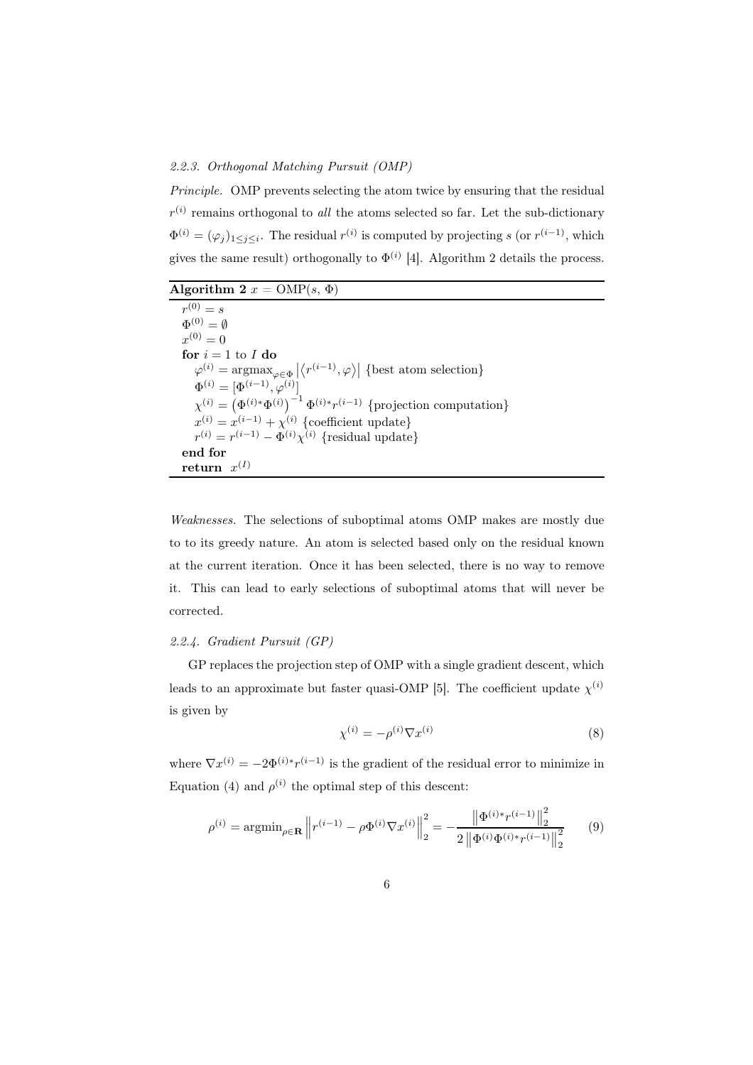#### 2.2.3. Orthogonal Matching Pursuit (OMP)

*Principle.* OMP prevents selecting the atom twice by ensuring that the residual $r^{(i)}$ remains orthogonal to *all* the atoms selected so far. Let the sub-dictionary $\Phi^{(i)} = (\varphi_j)_{1 \leq j \leq i}$. The residual $r^{(i)}$ is computed by projecting $s$ (or $r^{(i-1)}$, which gives the same result) orthogonally to $\Phi^{(i)}$ [4]. Algorithm 2 details the process.

**Algorithm 2** $x$ = OMP($s$, $\Phi$)

```
r^(0) = s
Φ^(0) = ∅
x^(0) = 0
for i = 1 to I do
  φ^(i) = argmax_{φ∈Φ} |⟨r^(i−1), φ⟩| {best atom selection}
  Φ^(i) = [Φ^(i−1), φ^(i)]
  χ^(i) = (Φ^(i)* Φ^(i))^(−1) Φ^(i)* r^(i−1) {projection computation}
  x^(i) = x^(i−1) + χ^(i) {coefficient update}
  r^(i) = r^(i−1) − Φ^(i) χ^(i) {residual update}
end for
return x^(I)
```

*Weaknesses.* The selections of suboptimal atoms OMP makes are mostly due to to its greedy nature. An atom is selected based only on the residual known at the current iteration. Once it has been selected, there is no way to remove it. This can lead to early selections of suboptimal atoms that will never be corrected.

#### 2.2.4. Gradient Pursuit (GP)

GP replaces the projection step of OMP with a single gradient descent, which leads to an approximate but faster quasi-OMP [5]. The coefficient update $\chi^{(i)}$ is given by

$$\chi^{(i)} = -\rho^{(i)} \nabla x^{(i)} \tag{8}$$

where $\nabla x^{(i)} = -2\Phi^{(i)*} r^{(i-1)}$ is the gradient of the residual error to minimize in Equation (4) and $\rho^{(i)}$ the optimal step of this descent:

$$\rho^{(i)} = \operatorname{argmin}_{\rho \in \mathbf{R}} \left\| r^{(i-1)} - \rho \Phi^{(i)} \nabla x^{(i)} \right\|_2^2 = -\frac{\left\| \Phi^{(i)*} r^{(i-1)} \right\|_2^2}{2 \left\| \Phi^{(i)} \Phi^{(i)*} r^{(i-1)} \right\|_2^2} \tag{9}$$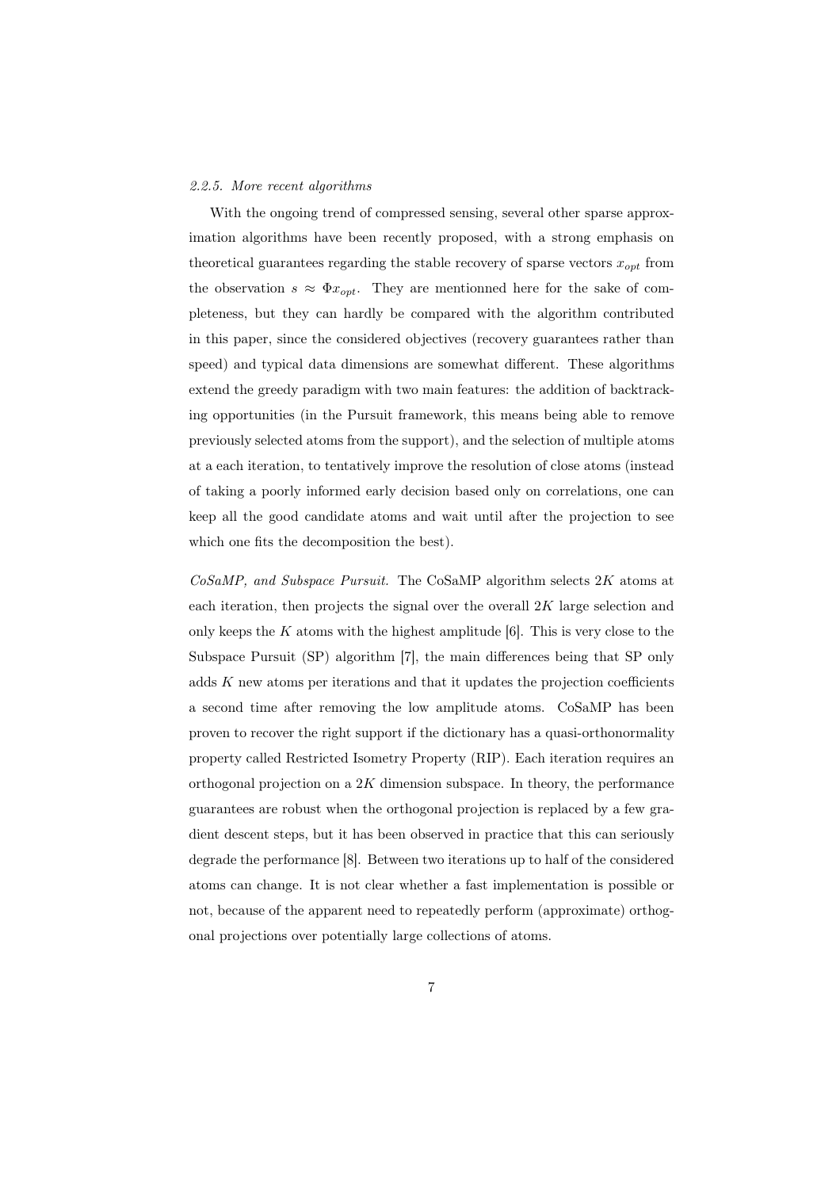#### *2.2.5. More recent algorithms*

With the ongoing trend of compressed sensing, several other sparse approximation algorithms have been recently proposed, with a strong emphasis on theoretical guarantees regarding the stable recovery of sparse vectors $x_{opt}$ from the observation $s \approx \Phi x_{opt}$. They are mentionned here for the sake of completeness, but they can hardly be compared with the algorithm contributed in this paper, since the considered objectives (recovery guarantees rather than speed) and typical data dimensions are somewhat different. These algorithms extend the greedy paradigm with two main features: the addition of backtracking opportunities (in the Pursuit framework, this means being able to remove previously selected atoms from the support), and the selection of multiple atoms at a each iteration, to tentatively improve the resolution of close atoms (instead of taking a poorly informed early decision based only on correlations, one can keep all the good candidate atoms and wait until after the projection to see which one fits the decomposition the best).

*CoSaMP, and Subspace Pursuit.* The CoSaMP algorithm selects $2K$ atoms at each iteration, then projects the signal over the overall $2K$ large selection and only keeps the $K$ atoms with the highest amplitude [6]. This is very close to the Subspace Pursuit (SP) algorithm [7], the main differences being that SP only adds $K$ new atoms per iterations and that it updates the projection coefficients a second time after removing the low amplitude atoms. CoSaMP has been proven to recover the right support if the dictionary has a quasi-orthonormality property called Restricted Isometry Property (RIP). Each iteration requires an orthogonal projection on a $2K$ dimension subspace. In theory, the performance guarantees are robust when the orthogonal projection is replaced by a few gradient descent steps, but it has been observed in practice that this can seriously degrade the performance [8]. Between two iterations up to half of the considered atoms can change. It is not clear whether a fast implementation is possible or not, because of the apparent need to repeatedly perform (approximate) orthogonal projections over potentially large collections of atoms.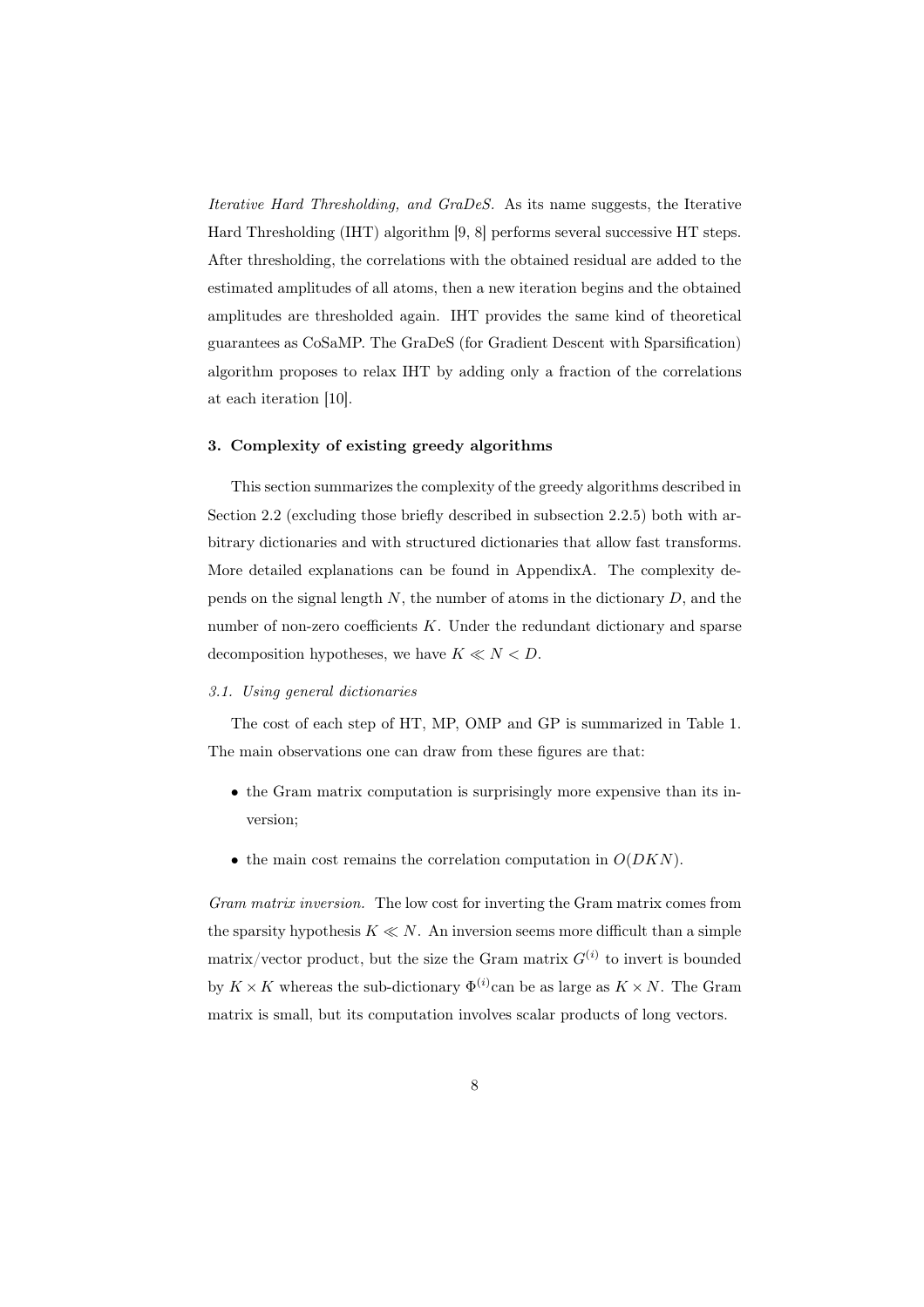*Iterative Hard Thresholding, and GraDeS.* As its name suggests, the Iterative Hard Thresholding (IHT) algorithm [9, 8] performs several successive HT steps. After thresholding, the correlations with the obtained residual are added to the estimated amplitudes of all atoms, then a new iteration begins and the obtained amplitudes are thresholded again. IHT provides the same kind of theoretical guarantees as CoSaMP. The GraDeS (for Gradient Descent with Sparsification) algorithm proposes to relax IHT by adding only a fraction of the correlations at each iteration [10].

## 3. Complexity of existing greedy algorithms

This section summarizes the complexity of the greedy algorithms described in Section 2.2 (excluding those briefly described in subsection 2.2.5) both with arbitrary dictionaries and with structured dictionaries that allow fast transforms. More detailed explanations can be found in AppendixA. The complexity depends on the signal length $N$, the number of atoms in the dictionary $D$, and the number of non-zero coefficients $K$. Under the redundant dictionary and sparse decomposition hypotheses, we have $K \ll N < D$.

### 3.1. Using general dictionaries

The cost of each step of HT, MP, OMP and GP is summarized in Table 1. The main observations one can draw from these figures are that:

- the Gram matrix computation is surprisingly more expensive than its inversion;
- the main cost remains the correlation computation in $O(DKN)$.

*Gram matrix inversion.* The low cost for inverting the Gram matrix comes from the sparsity hypothesis $K \ll N$. An inversion seems more difficult than a simple matrix/vector product, but the size the Gram matrix $G^{(i)}$ to invert is bounded by $K \times K$ whereas the sub-dictionary $\Phi^{(i)}$can be as large as $K \times N$. The Gram matrix is small, but its computation involves scalar products of long vectors.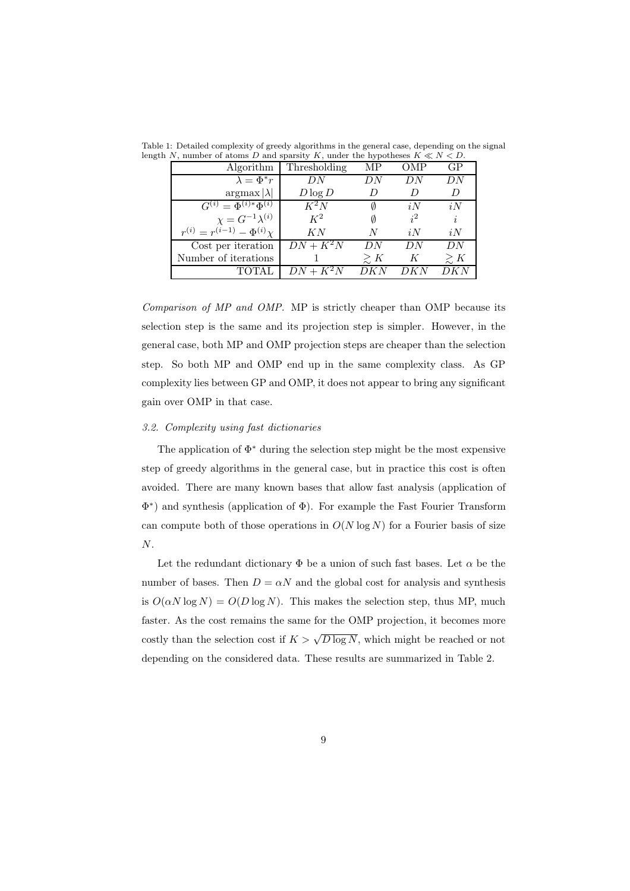Table 1: Detailed complexity of greedy algorithms in the general case, depending on the signal length $N$, number of atoms $D$ and sparsity $K$, under the hypotheses $K \ll N < D$.

| Algorithm | Thresholding | MP | OMP | GP |
|---:|---|---|---|---|
| $\lambda = \Phi^* r$ | $DN$ | $DN$ | $DN$ | $DN$ |
| $\mathrm{argmax}\,\lvert\lambda\rvert$ | $D \log D$ | $D$ | $D$ | $D$ |
| $G^{(i)} = \Phi^{(i)*}\Phi^{(i)}$ | $K^2 N$ | $\emptyset$ | $iN$ | $iN$ |
| $\chi = G^{-1}\lambda^{(i)}$ | $K^2$ | $\emptyset$ | $i^2$ | $i$ |
| $r^{(i)} = r^{(i-1)} - \Phi^{(i)}\chi$ | $KN$ | $N$ | $iN$ | $iN$ |
| Cost per iteration | $DN + K^2 N$ | $DN$ | $DN$ | $DN$ |
| Number of iterations | 1 | $\gtrsim K$ | $K$ | $\gtrsim K$ |
| TOTAL | $DN + K^2 N$ | $DKN$ | $DKN$ | $DKN$ |

*Comparison of MP and OMP.* MP is strictly cheaper than OMP because its selection step is the same and its projection step is simpler. However, in the general case, both MP and OMP projection steps are cheaper than the selection step. So both MP and OMP end up in the same complexity class. As GP complexity lies between GP and OMP, it does not appear to bring any significant gain over OMP in that case.

### 3.2. Complexity using fast dictionaries

The application of $\Phi^*$ during the selection step might be the most expensive step of greedy algorithms in the general case, but in practice this cost is often avoided. There are many known bases that allow fast analysis (application of $\Phi^*$) and synthesis (application of $\Phi$). For example the Fast Fourier Transform can compute both of those operations in $O(N \log N)$ for a Fourier basis of size $N$.

Let the redundant dictionary $\Phi$ be a union of such fast bases. Let $\alpha$ be the number of bases. Then $D = \alpha N$ and the global cost for analysis and synthesis is $O(\alpha N \log N) = O(D \log N)$. This makes the selection step, thus MP, much faster. As the cost remains the same for the OMP projection, it becomes more costly than the selection cost if $K > \sqrt{D \log N}$, which might be reached or not depending on the considered data. These results are summarized in Table 2.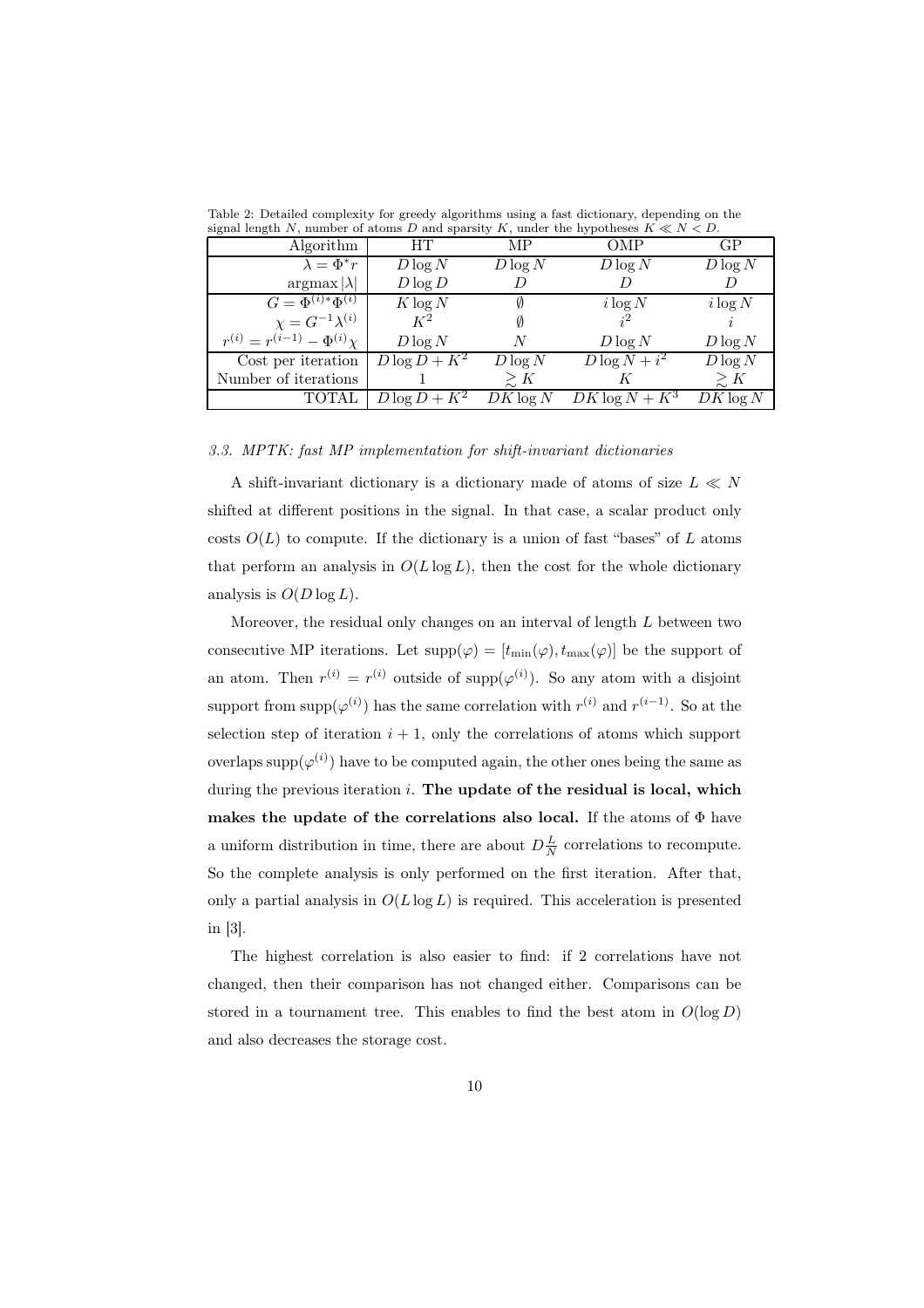Table 2: Detailed complexity for greedy algorithms using a fast dictionary, depending on the signal length $N$, number of atoms $D$ and sparsity $K$, under the hypotheses $K \ll N < D$.

| Algorithm | HT | MP | OMP | GP |
|---|---|---|---|---|
| $\lambda = \Phi^* r$ | $D \log N$ | $D \log N$ | $D \log N$ | $D \log N$ |
| $\operatorname{argmax} \lvert\lambda\rvert$ | $D \log D$ | $D$ | $D$ | $D$ |
| $G = \Phi^{(i)*}\Phi^{(i)}$ | $K \log N$ | $\emptyset$ | $i \log N$ | $i \log N$ |
| $\chi = G^{-1}\lambda^{(i)}$ | $K^2$ | $\emptyset$ | $i^2$ | $i$ |
| $r^{(i)} = r^{(i-1)} - \Phi^{(i)}\chi$ | $D \log N$ | $N$ | $D \log N$ | $D \log N$ |
| Cost per iteration | $D \log D + K^2$ | $D \log N$ | $D \log N + i^2$ | $D \log N$ |
| Number of iterations | 1 | $\gtrsim K$ | $K$ | $\gtrsim K$ |
| TOTAL | $D \log D + K^2$ | $DK \log N$ | $DK \log N + K^3$ | $DK \log N$ |

### 3.3. MPTK: fast MP implementation for shift-invariant dictionaries

A shift-invariant dictionary is a dictionary made of atoms of size $L \ll N$ shifted at different positions in the signal. In that case, a scalar product only costs $O(L)$ to compute. If the dictionary is a union of fast "bases" of $L$ atoms that perform an analysis in $O(L \log L)$, then the cost for the whole dictionary analysis is $O(D \log L)$.

Moreover, the residual only changes on an interval of length $L$ between two consecutive MP iterations. Let $\operatorname{supp}(\varphi) = [t_{\min}(\varphi), t_{\max}(\varphi)]$ be the support of an atom. Then $r^{(i)} = r^{(i)}$ outside of $\operatorname{supp}(\varphi^{(i)})$. So any atom with a disjoint support from $\operatorname{supp}(\varphi^{(i)})$ has the same correlation with $r^{(i)}$ and $r^{(i-1)}$. So at the selection step of iteration $i+1$, only the correlations of atoms which support overlaps $\operatorname{supp}(\varphi^{(i)})$ have to be computed again, the other ones being the same as during the previous iteration $i$. **The update of the residual is local, which makes the update of the correlations also local.** If the atoms of $\Phi$ have a uniform distribution in time, there are about $D\frac{L}{N}$ correlations to recompute. So the complete analysis is only performed on the first iteration. After that, only a partial analysis in $O(L \log L)$ is required. This acceleration is presented in [3].

The highest correlation is also easier to find: if 2 correlations have not changed, then their comparison has not changed either. Comparisons can be stored in a tournament tree. This enables to find the best atom in $O(\log D)$ and also decreases the storage cost.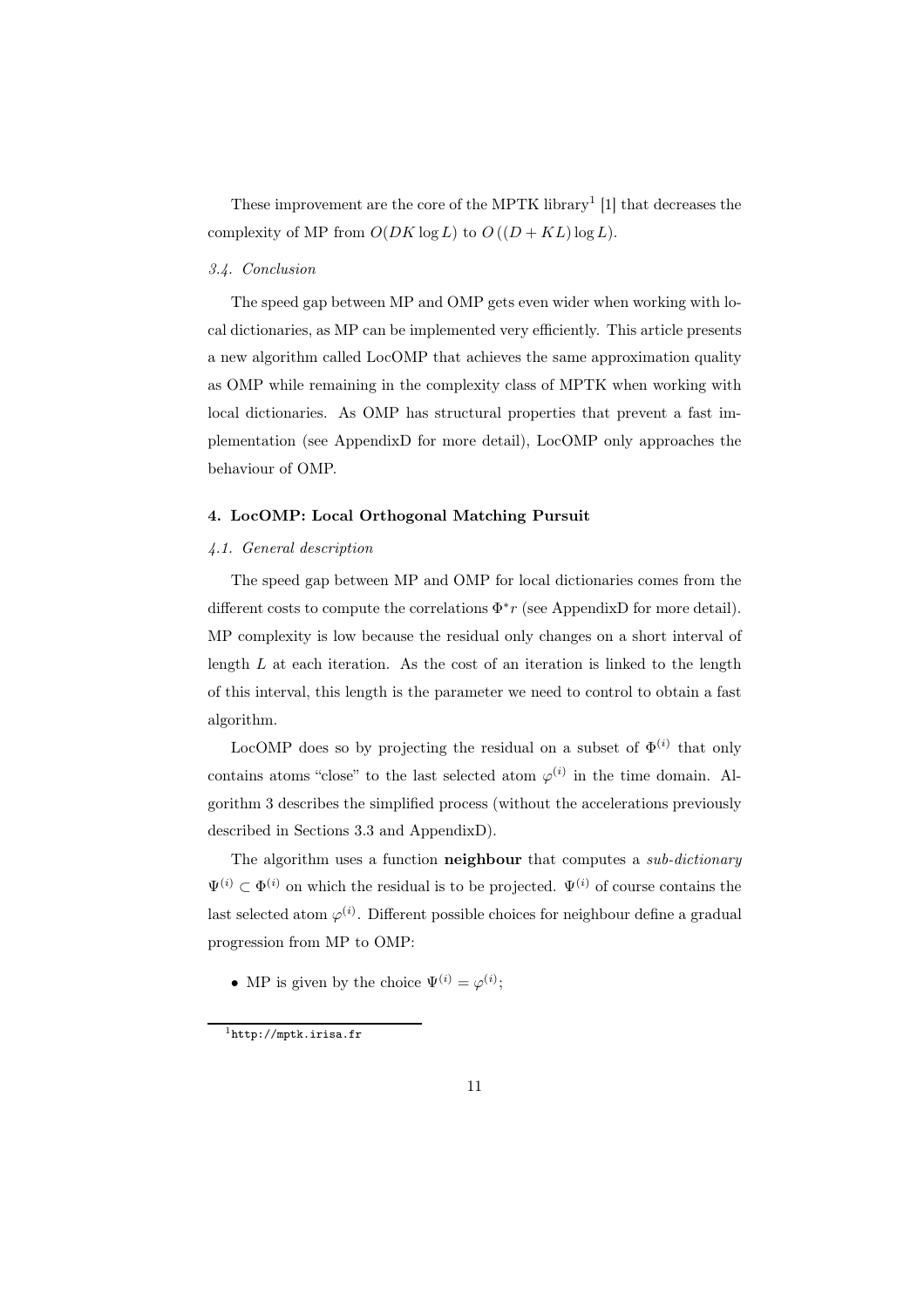These improvement are the core of the MPTK library[1] [1] that decreases the complexity of MP from $O(DK \log L)$ to $O((D + KL) \log L)$.

### *3.4. Conclusion*

The speed gap between MP and OMP gets even wider when working with local dictionaries, as MP can be implemented very efficiently. This article presents a new algorithm called LocOMP that achieves the same approximation quality as OMP while remaining in the complexity class of MPTK when working with local dictionaries. As OMP has structural properties that prevent a fast implementation (see AppendixD for more detail), LocOMP only approaches the behaviour of OMP.

## 4. LocOMP: Local Orthogonal Matching Pursuit

### *4.1. General description*

The speed gap between MP and OMP for local dictionaries comes from the different costs to compute the correlations $\Phi^* r$ (see AppendixD for more detail). MP complexity is low because the residual only changes on a short interval of length $L$ at each iteration. As the cost of an iteration is linked to the length of this interval, this length is the parameter we need to control to obtain a fast algorithm.

LocOMP does so by projecting the residual on a subset of $\Phi^{(i)}$ that only contains atoms "close" to the last selected atom $\varphi^{(i)}$ in the time domain. Algorithm 3 describes the simplified process (without the accelerations previously described in Sections 3.3 and AppendixD).

The algorithm uses a function **neighbour** that computes a *sub-dictionary* $\Psi^{(i)} \subset \Phi^{(i)}$ on which the residual is to be projected. $\Psi^{(i)}$ of course contains the last selected atom $\varphi^{(i)}$. Different possible choices for neighbour define a gradual progression from MP to OMP:

- MP is given by the choice $\Psi^{(i)} = \varphi^{(i)}$;

[1] http://mptk.irisa.fr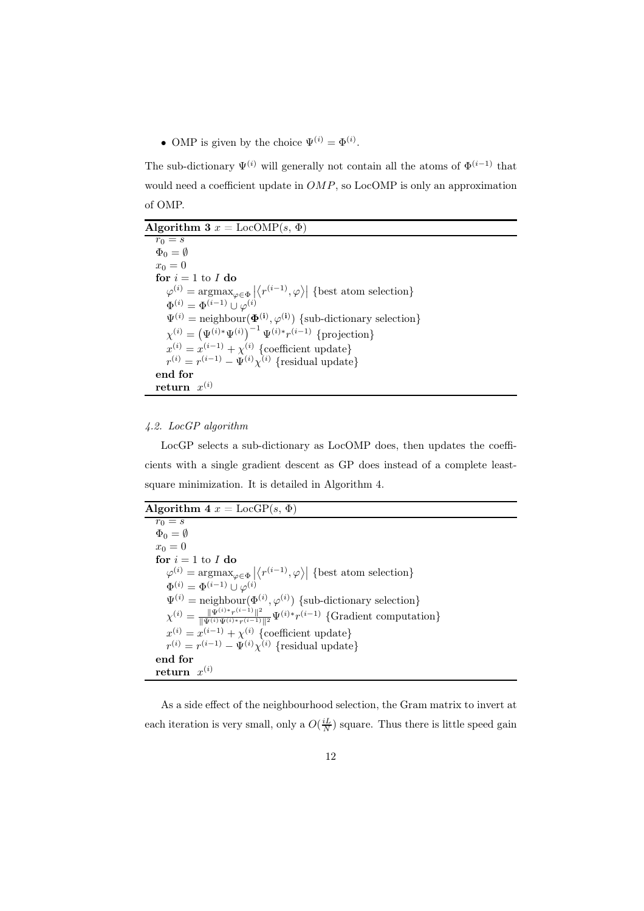- OMP is given by the choice $\Psi^{(i)} = \Phi^{(i)}$.

The sub-dictionary $\Psi^{(i)}$ will generally not contain all the atoms of $\Phi^{(i-1)}$ that would need a coefficient update in $OMP$, so LocOMP is only an approximation of OMP.

**Algorithm 3** $x = \text{LocOMP}(s, \Phi)$

$r_0 = s$
$\Phi_0 = \emptyset$
$x_0 = 0$
**for** $i = 1$ to $I$ **do**
  $\varphi^{(i)} = \text{argmax}_{\varphi \in \Phi} \left|\left\langle r^{(i-1)}, \varphi \right\rangle\right|$ {best atom selection}
  $\Phi^{(i)} = \Phi^{(i-1)} \cup \varphi^{(i)}$
  $\Psi^{(i)} = \text{neighbour}(\mathbf{\Phi^{(i)}}, \varphi^{(\mathbf{i})})$ {sub-dictionary selection}
  $\chi^{(i)} = \left(\Psi^{(i)*}\Psi^{(i)}\right)^{-1} \Psi^{(i)*} r^{(i-1)}$ {projection}
  $x^{(i)} = x^{(i-1)} + \chi^{(i)}$ {coefficient update}
  $r^{(i)} = r^{(i-1)} - \Psi^{(i)} \chi^{(i)}$ {residual update}
**end for**
**return** $x^{(i)}$

*4.2. LocGP algorithm*

LocGP selects a sub-dictionary as LocOMP does, then updates the coefficients with a single gradient descent as GP does instead of a complete least-square minimization. It is detailed in Algorithm 4.

**Algorithm 4** $x = \text{LocGP}(s, \Phi)$

$r_0 = s$
$\Phi_0 = \emptyset$
$x_0 = 0$
**for** $i = 1$ to $I$ **do**
  $\varphi^{(i)} = \text{argmax}_{\varphi \in \Phi} \left|\left\langle r^{(i-1)}, \varphi \right\rangle\right|$ {best atom selection}
  $\Phi^{(i)} = \Phi^{(i-1)} \cup \varphi^{(i)}$
  $\Psi^{(i)} = \text{neighbour}(\Phi^{(i)}, \varphi^{(i)})$ {sub-dictionary selection}
  $\chi^{(i)} = \frac{\|\Psi^{(i)*} r^{(i-1)}\|^2}{\|\Psi^{(i)} \Psi^{(i)*} r^{(i-1)}\|^2} \Psi^{(i)*} r^{(i-1)}$ {Gradient computation}
  $x^{(i)} = x^{(i-1)} + \chi^{(i)}$ {coefficient update}
  $r^{(i)} = r^{(i-1)} - \Psi^{(i)} \chi^{(i)}$ {residual update}
**end for**
**return** $x^{(i)}$

As a side effect of the neighbourhood selection, the Gram matrix to invert at each iteration is very small, only a $O(\frac{iL}{N})$ square. Thus there is little speed gain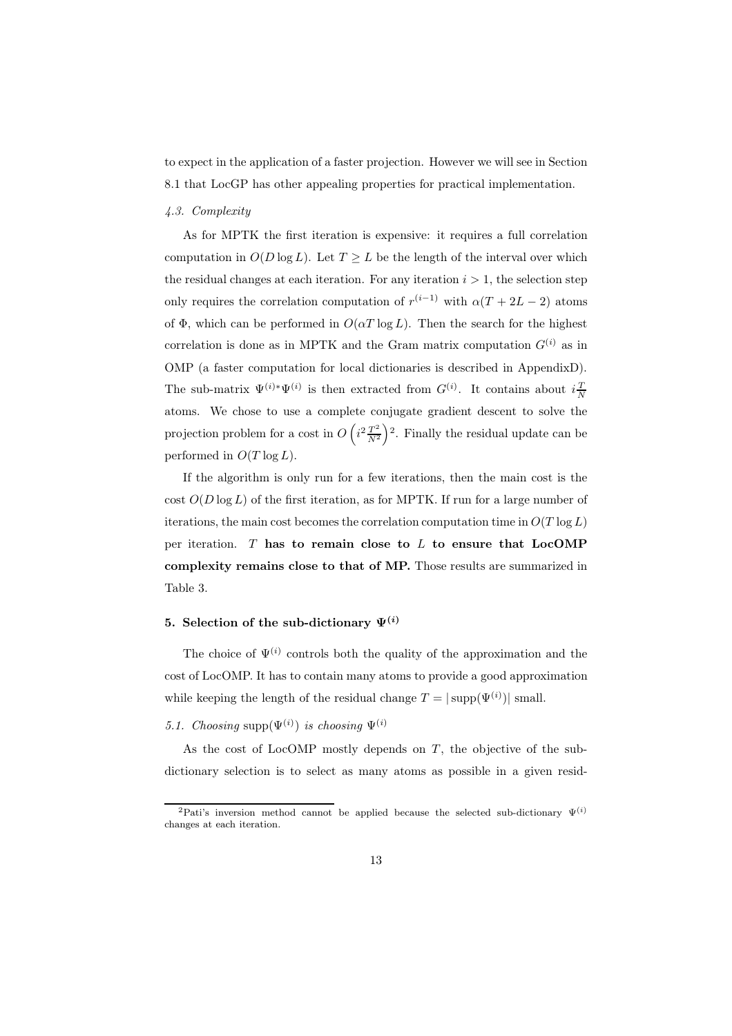to expect in the application of a faster projection. However we will see in Section 8.1 that LocGP has other appealing properties for practical implementation.

### *4.3. Complexity*

As for MPTK the first iteration is expensive: it requires a full correlation computation in $O(D \log L)$. Let $T \geq L$ be the length of the interval over which the residual changes at each iteration. For any iteration $i > 1$, the selection step only requires the correlation computation of $r^{(i-1)}$ with $\alpha(T + 2L - 2)$ atoms of $\Phi$, which can be performed in $O(\alpha T \log L)$. Then the search for the highest correlation is done as in MPTK and the Gram matrix computation $G^{(i)}$ as in OMP (a faster computation for local dictionaries is described in AppendixD). The sub-matrix $\Psi^{(i)*}\Psi^{(i)}$ is then extracted from $G^{(i)}$. It contains about $i\frac{T}{N}$ atoms. We chose to use a complete conjugate gradient descent to solve the projection problem for a cost in $O\left(i^2 \frac{T^2}{N^2}\right)$[2]. Finally the residual update can be performed in $O(T \log L)$.

If the algorithm is only run for a few iterations, then the main cost is the cost $O(D \log L)$ of the first iteration, as for MPTK. If run for a large number of iterations, the main cost becomes the correlation computation time in $O(T \log L)$ per iteration. **$T$ has to remain close to $L$ to ensure that LocOMP complexity remains close to that of MP.** Those results are summarized in Table 3.

## 5. Selection of the sub-dictionary $\Psi^{(i)}$

The choice of $\Psi^{(i)}$ controls both the quality of the approximation and the cost of LocOMP. It has to contain many atoms to provide a good approximation while keeping the length of the residual change $T = |\operatorname{supp}(\Psi^{(i)})|$ small.

### *5.1. Choosing* $\operatorname{supp}(\Psi^{(i)})$ *is choosing* $\Psi^{(i)}$

As the cost of LocOMP mostly depends on $T$, the objective of the sub-dictionary selection is to select as many atoms as possible in a given resid-

[2] Pati's inversion method cannot be applied because the selected sub-dictionary $\Psi^{(i)}$ changes at each iteration.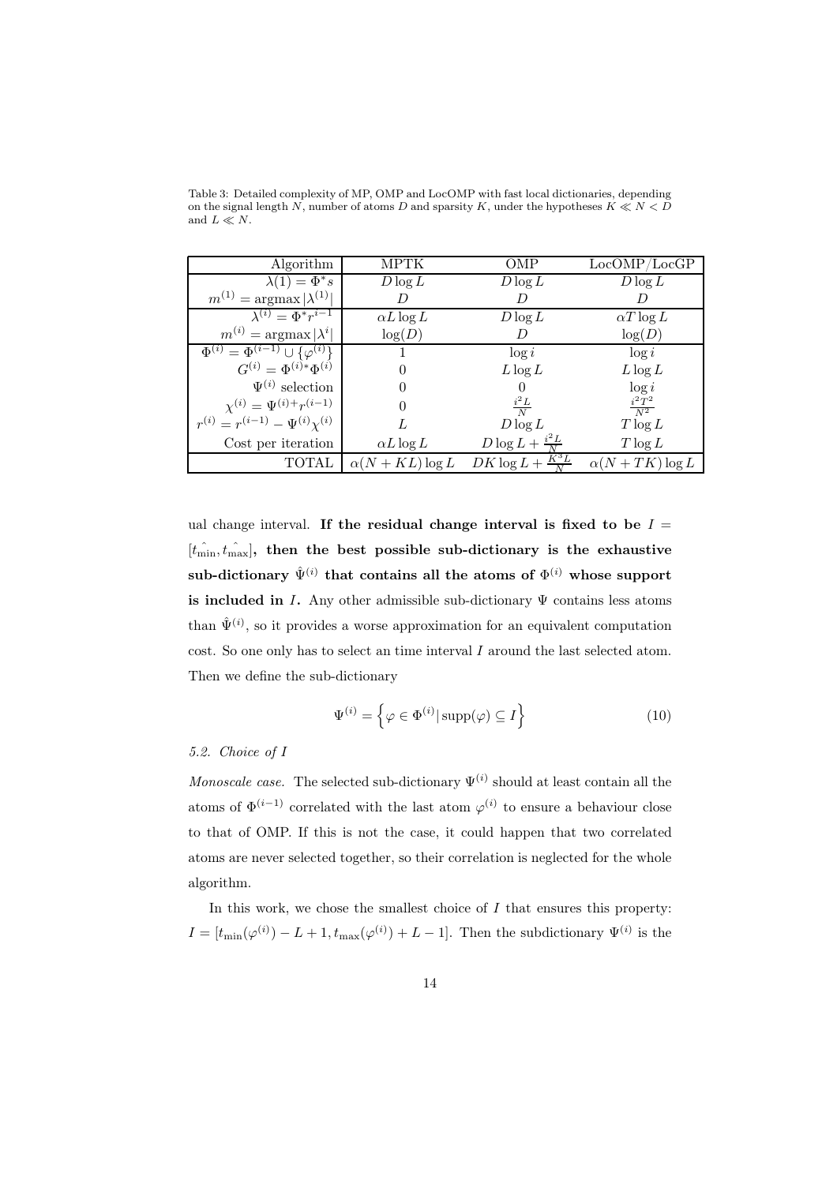Table 3: Detailed complexity of MP, OMP and LocOMP with fast local dictionaries, depending on the signal length $N$, number of atoms $D$ and sparsity $K$, under the hypotheses $K \ll N < D$ and $L \ll N$.

| Algorithm | MPTK | OMP | LocOMP/LocGP |
|---|---|---|---|
| $\lambda(1) = \Phi^* s$ | $D \log L$ | $D \log L$ | $D \log L$ |
| $m^{(1)} = \text{argmax} \lvert\lambda^{(1)}\rvert$ | $D$ | $D$ | $D$ |
| $\lambda^{(i)} = \Phi^* r^{i-1}$ | $\alpha L \log L$ | $D \log L$ | $\alpha T \log L$ |
| $m^{(i)} = \text{argmax} \lvert\lambda^i\rvert$ | $\log(D)$ | $D$ | $\log(D)$ |
| $\Phi^{(i)} = \Phi^{(i-1)} \cup \{\varphi^{(i)}\}$ | $1$ | $\log i$ | $\log i$ |
| $G^{(i)} = \Phi^{(i)*} \Phi^{(i)}$ | $0$ | $L \log L$ | $L \log L$ |
| $\Psi^{(i)}$ selection | $0$ | $0$ | $\log i$ |
| $\chi^{(i)} = \Psi^{(i)+} r^{(i-1)}$ | $0$ | $\frac{i^2 L}{N}$ | $\frac{i^2 T^2}{N^2}$ |
| $r^{(i)} = r^{(i-1)} - \Psi^{(i)} \chi^{(i)}$ | $L$ | $D \log L$ | $T \log L$ |
| Cost per iteration | $\alpha L \log L$ | $D \log L + \frac{i^2 L}{N}$ | $T \log L$ |
| TOTAL | $\alpha(N + KL) \log L$ | $DK \log L + \frac{K^3 L}{N}$ | $\alpha(N + TK) \log L$ |

ual change interval. **If the residual change interval is fixed to be $I = [\hat{t_{\min}}, \hat{t_{\max}}]$, then the best possible sub-dictionary is the exhaustive sub-dictionary $\hat{\Psi}^{(i)}$ that contains all the atoms of $\Phi^{(i)}$ whose support is included in $I$.** Any other admissible sub-dictionary $\Psi$ contains less atoms than $\hat{\Psi}^{(i)}$, so it provides a worse approximation for an equivalent computation cost. So one only has to select an time interval $I$ around the last selected atom. Then we define the sub-dictionary

$$\Psi^{(i)} = \left\{ \varphi \in \Phi^{(i)} \lvert \operatorname{supp}(\varphi) \subseteq I \right\} \tag{10}$$

*5.2. Choice of I*

*Monoscale case.* The selected sub-dictionary $\Psi^{(i)}$ should at least contain all the atoms of $\Phi^{(i-1)}$ correlated with the last atom $\varphi^{(i)}$ to ensure a behaviour close to that of OMP. If this is not the case, it could happen that two correlated atoms are never selected together, so their correlation is neglected for the whole algorithm.

In this work, we chose the smallest choice of $I$ that ensures this property: $I = [t_{\min}(\varphi^{(i)}) - L + 1, t_{\max}(\varphi^{(i)}) + L - 1]$. Then the subdictionary $\Psi^{(i)}$ is the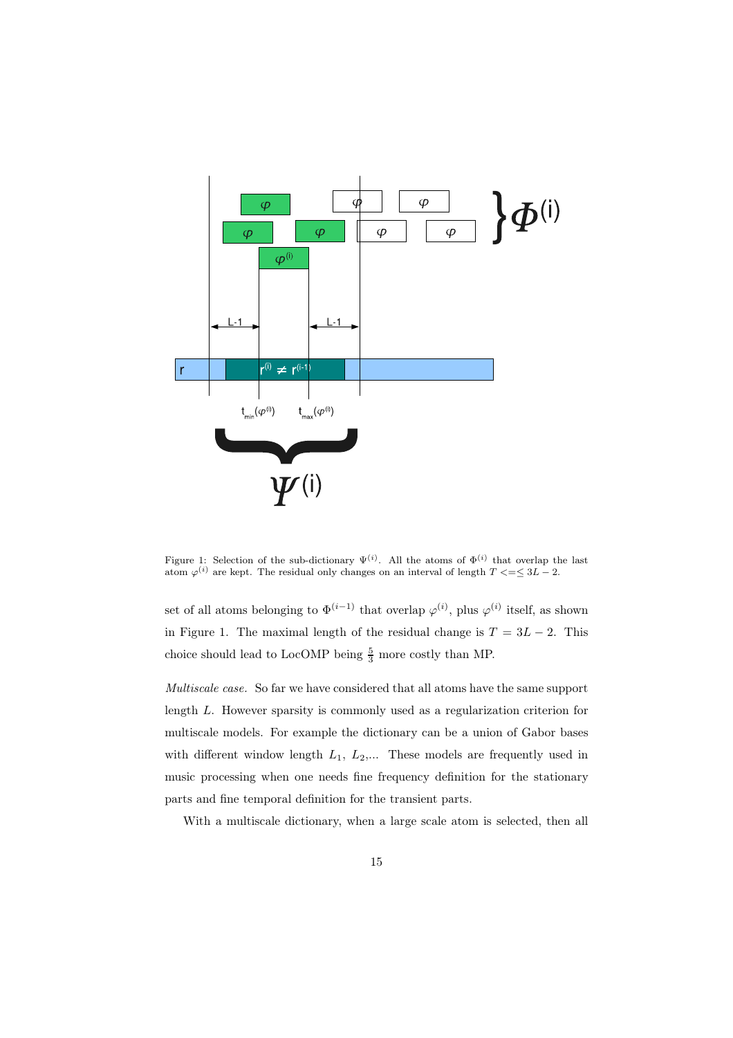Figure 1: Selection of the sub-dictionary $\Psi^{(i)}$. All the atoms of $\Phi^{(i)}$ that overlap the last atom $\varphi^{(i)}$ are kept. The residual only changes on an interval of length $T <=\leq 3L-2$.

set of all atoms belonging to $\Phi^{(i-1)}$ that overlap $\varphi^{(i)}$, plus $\varphi^{(i)}$ itself, as shown in Figure 1. The maximal length of the residual change is $T = 3L - 2$. This choice should lead to LocOMP being $\frac{5}{3}$ more costly than MP.

*Multiscale case.* So far we have considered that all atoms have the same support length $L$. However sparsity is commonly used as a regularization criterion for multiscale models. For example the dictionary can be a union of Gabor bases with different window length $L_1$, $L_2$,... These models are frequently used in music processing when one needs fine frequency definition for the stationary parts and fine temporal definition for the transient parts.

With a multiscale dictionary, when a large scale atom is selected, then all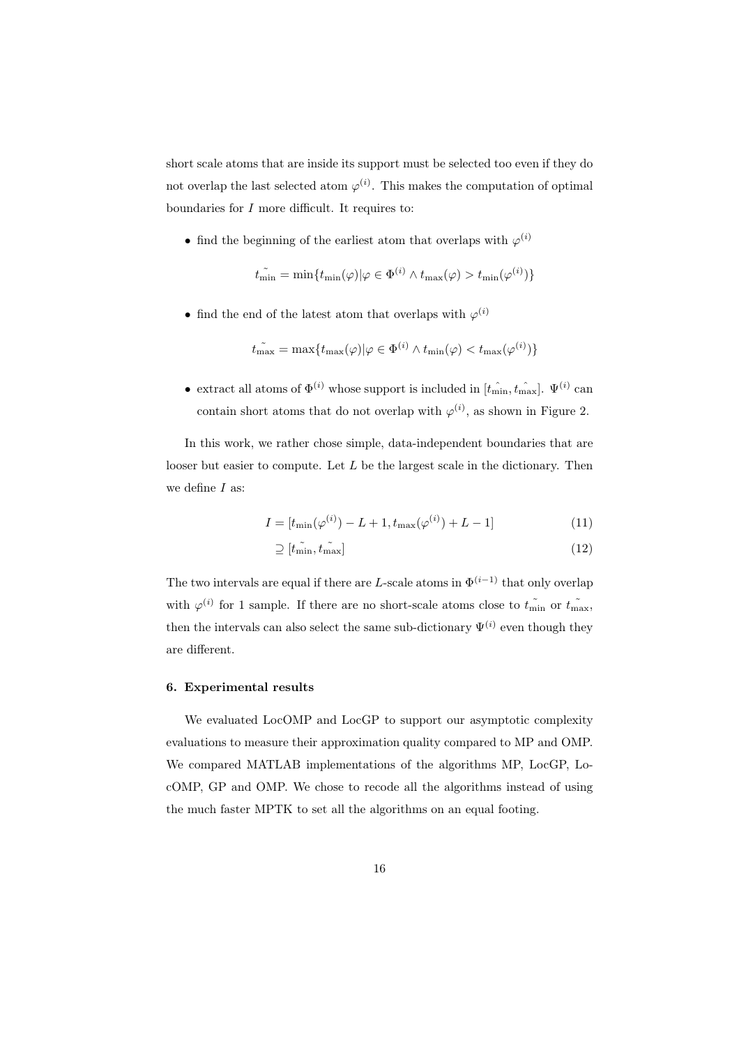short scale atoms that are inside its support must be selected too even if they do not overlap the last selected atom $\varphi^{(i)}$. This makes the computation of optimal boundaries for $I$ more difficult. It requires to:

- find the beginning of the earliest atom that overlaps with $\varphi^{(i)}$

$$t_{\tilde{\min}} = \min\{t_{\min}(\varphi) | \varphi \in \Phi^{(i)} \wedge t_{\max}(\varphi) > t_{\min}(\varphi^{(i)})\}$$

- find the end of the latest atom that overlaps with $\varphi^{(i)}$

$$t_{\tilde{\max}} = \max\{t_{\max}(\varphi) | \varphi \in \Phi^{(i)} \wedge t_{\min}(\varphi) < t_{\max}(\varphi^{(i)})\}$$

- extract all atoms of $\Phi^{(i)}$ whose support is included in $[t_{\hat{\min}}, t_{\hat{\max}}]$. $\Psi^{(i)}$ can contain short atoms that do not overlap with $\varphi^{(i)}$, as shown in Figure 2.

In this work, we rather chose simple, data-independent boundaries that are looser but easier to compute. Let $L$ be the largest scale in the dictionary. Then we define $I$ as:

$$I = [t_{\min}(\varphi^{(i)}) - L + 1, t_{\max}(\varphi^{(i)}) + L - 1] \tag{11}$$

$$\supseteq [t_{\tilde{\min}}, t_{\tilde{\max}}] \tag{12}$$

The two intervals are equal if there are $L$-scale atoms in $\Phi^{(i-1)}$ that only overlap with $\varphi^{(i)}$ for 1 sample. If there are no short-scale atoms close to $t_{\tilde{\min}}$ or $t_{\tilde{\max}}$, then the intervals can also select the same sub-dictionary $\Psi^{(i)}$ even though they are different.

### 6. Experimental results

We evaluated LocOMP and LocGP to support our asymptotic complexity evaluations to measure their approximation quality compared to MP and OMP. We compared MATLAB implementations of the algorithms MP, LocGP, LocOMP, GP and OMP. We chose to recode all the algorithms instead of using the much faster MPTK to set all the algorithms on an equal footing.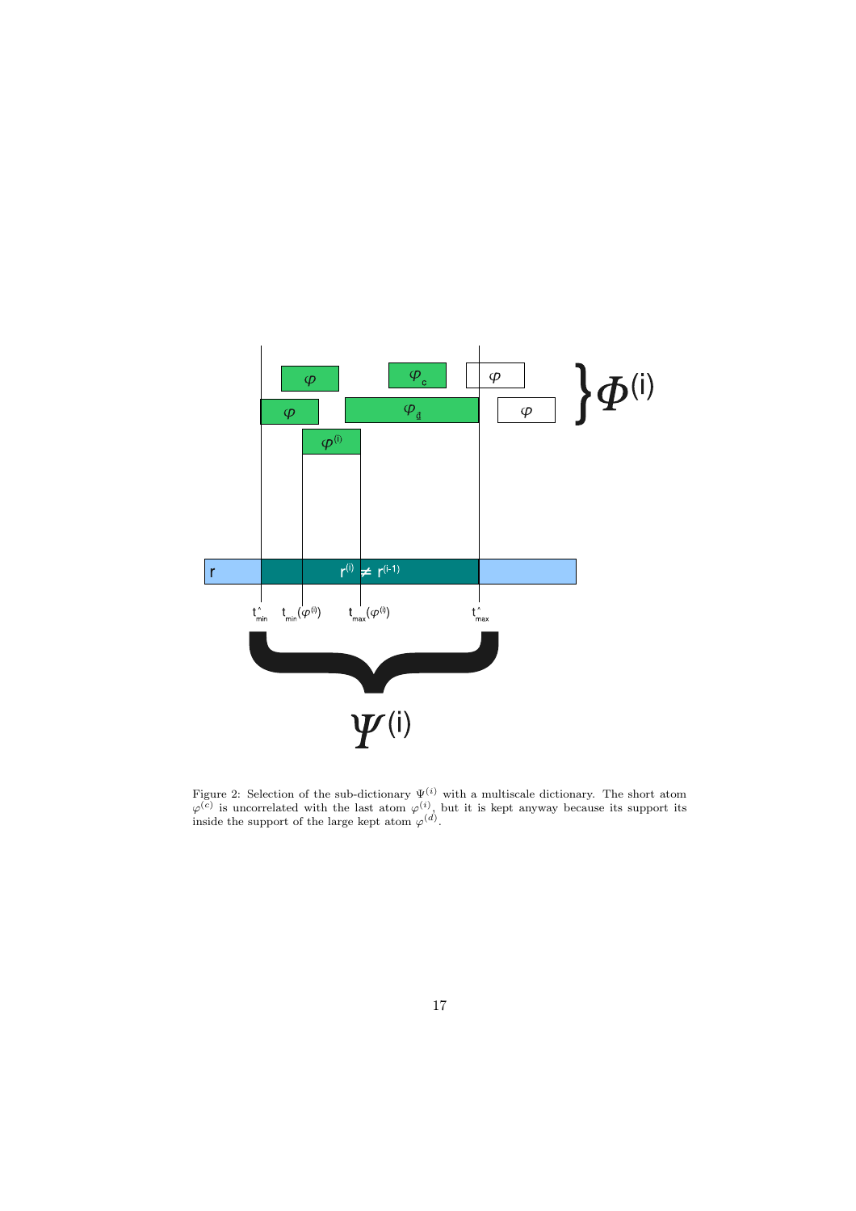Figure 2: Selection of the sub-dictionary $\Psi^{(i)}$ with a multiscale dictionary. The short atom $\varphi^{(c)}$ is uncorrelated with the last atom $\varphi^{(i)}$, but it is kept anyway because its support its inside the support of the large kept atom $\varphi^{(d)}$.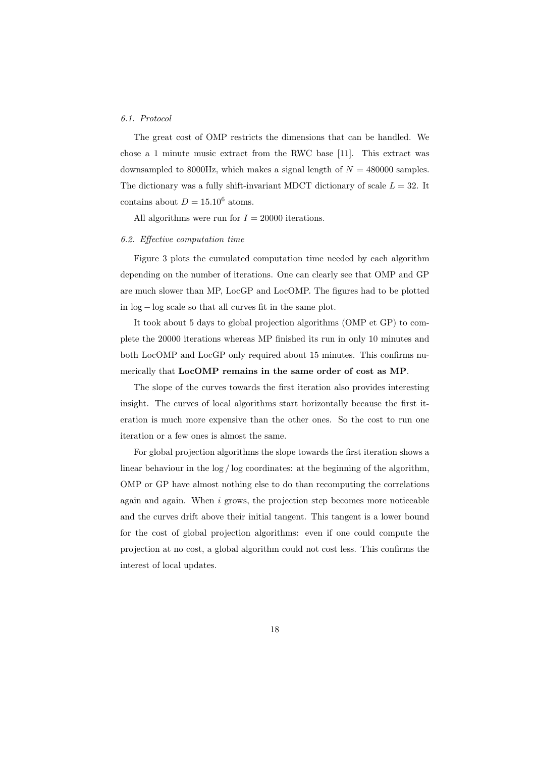### *6.1. Protocol*

The great cost of OMP restricts the dimensions that can be handled. We chose a 1 minute music extract from the RWC base [11]. This extract was downsampled to 8000Hz, which makes a signal length of $N = 480000$ samples. The dictionary was a fully shift-invariant MDCT dictionary of scale $L = 32$. It contains about $D = 15.10^6$ atoms.

All algorithms were run for $I = 20000$ iterations.

### *6.2. Effective computation time*

Figure 3 plots the cumulated computation time needed by each algorithm depending on the number of iterations. One can clearly see that OMP and GP are much slower than MP, LocGP and LocOMP. The figures had to be plotted in $\log - \log$ scale so that all curves fit in the same plot.

It took about 5 days to global projection algorithms (OMP et GP) to complete the 20000 iterations whereas MP finished its run in only 10 minutes and both LocOMP and LocGP only required about 15 minutes. This confirms numerically that **LocOMP remains in the same order of cost as MP**.

The slope of the curves towards the first iteration also provides interesting insight. The curves of local algorithms start horizontally because the first iteration is much more expensive than the other ones. So the cost to run one iteration or a few ones is almost the same.

For global projection algorithms the slope towards the first iteration shows a linear behaviour in the $\log / \log$ coordinates: at the beginning of the algorithm, OMP or GP have almost nothing else to do than recomputing the correlations again and again. When $i$ grows, the projection step becomes more noticeable and the curves drift above their initial tangent. This tangent is a lower bound for the cost of global projection algorithms: even if one could compute the projection at no cost, a global algorithm could not cost less. This confirms the interest of local updates.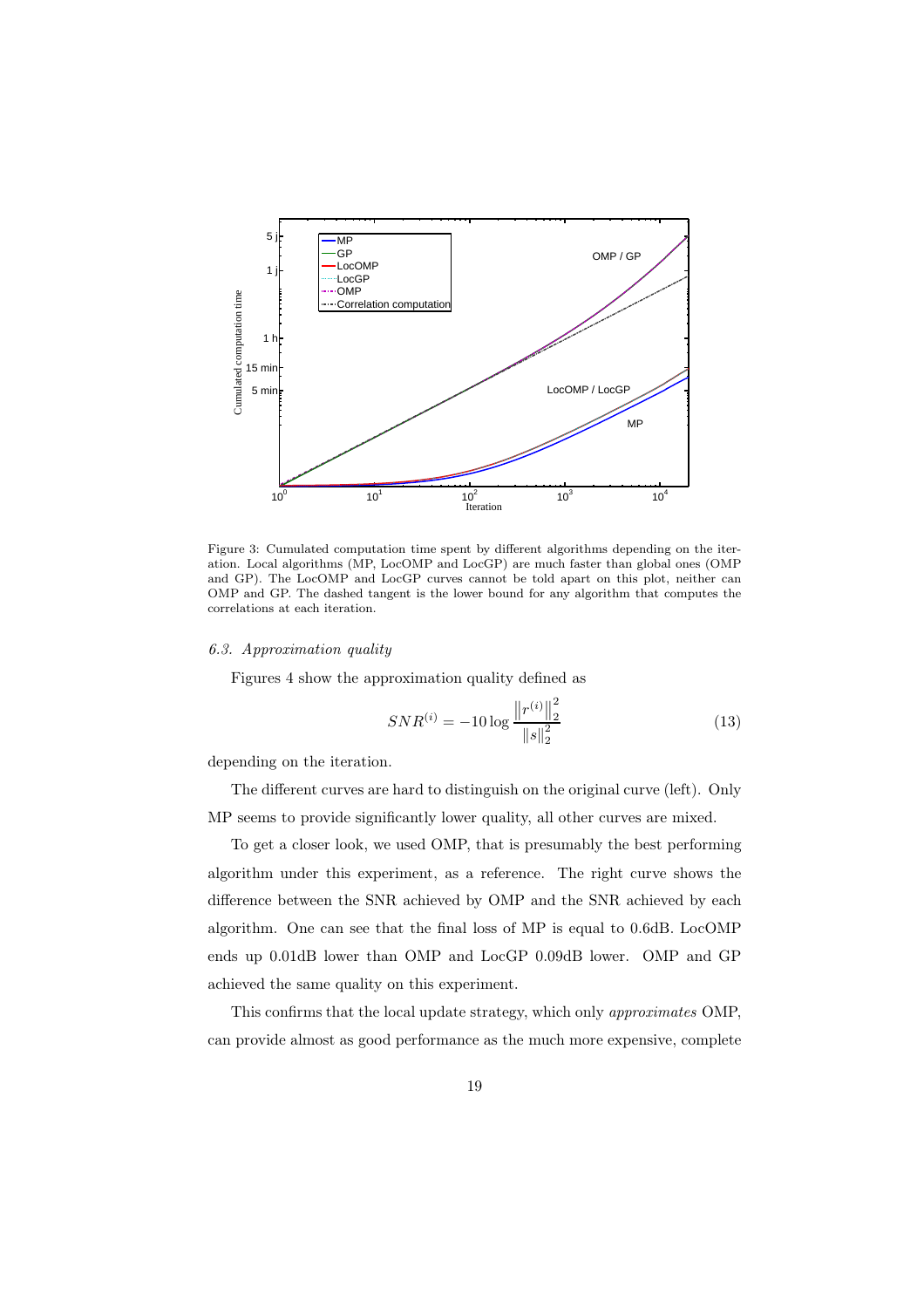Figure 3: Cumulated computation time spent by different algorithms depending on the iteration. Local algorithms (MP, LocOMP and LocGP) are much faster than global ones (OMP and GP). The LocOMP and LocGP curves cannot be told apart on this plot, neither can OMP and GP. The dashed tangent is the lower bound for any algorithm that computes the correlations at each iteration.

### *6.3. Approximation quality*

Figures 4 show the approximation quality defined as

$$SNR^{(i)} = -10 \log \frac{\left\| r^{(i)} \right\|_2^2}{\| s \|_2^2} \tag{13}$$

depending on the iteration.

The different curves are hard to distinguish on the original curve (left). Only MP seems to provide significantly lower quality, all other curves are mixed.

To get a closer look, we used OMP, that is presumably the best performing algorithm under this experiment, as a reference. The right curve shows the difference between the SNR achieved by OMP and the SNR achieved by each algorithm. One can see that the final loss of MP is equal to 0.6dB. LocOMP ends up 0.01dB lower than OMP and LocGP 0.09dB lower. OMP and GP achieved the same quality on this experiment.

This confirms that the local update strategy, which only *approximates* OMP, can provide almost as good performance as the much more expensive, complete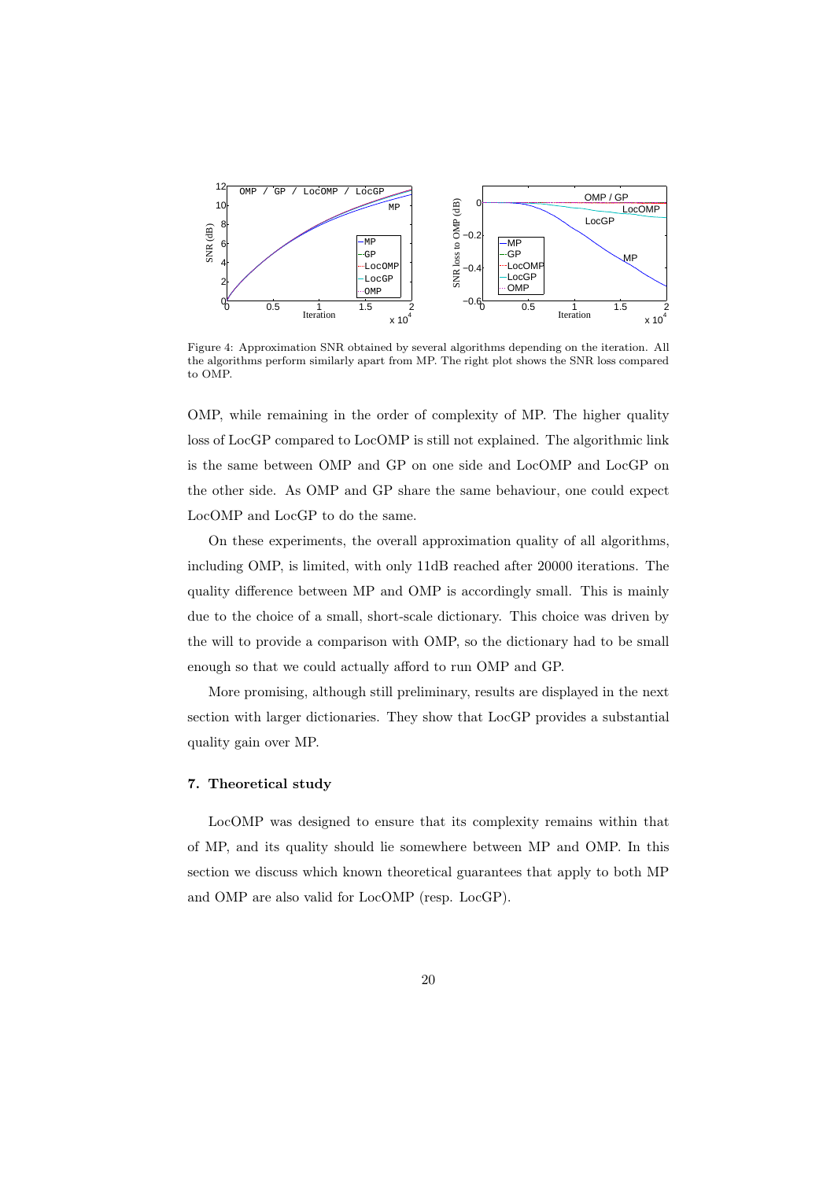Figure 4: Approximation SNR obtained by several algorithms depending on the iteration. All the algorithms perform similarly apart from MP. The right plot shows the SNR loss compared to OMP.

OMP, while remaining in the order of complexity of MP. The higher quality loss of LocGP compared to LocOMP is still not explained. The algorithmic link is the same between OMP and GP on one side and LocOMP and LocGP on the other side. As OMP and GP share the same behaviour, one could expect LocOMP and LocGP to do the same.

On these experiments, the overall approximation quality of all algorithms, including OMP, is limited, with only 11dB reached after 20000 iterations. The quality difference between MP and OMP is accordingly small. This is mainly due to the choice of a small, short-scale dictionary. This choice was driven by the will to provide a comparison with OMP, so the dictionary had to be small enough so that we could actually afford to run OMP and GP.

More promising, although still preliminary, results are displayed in the next section with larger dictionaries. They show that LocGP provides a substantial quality gain over MP.

## 7. Theoretical study

LocOMP was designed to ensure that its complexity remains within that of MP, and its quality should lie somewhere between MP and OMP. In this section we discuss which known theoretical guarantees that apply to both MP and OMP are also valid for LocOMP (resp. LocGP).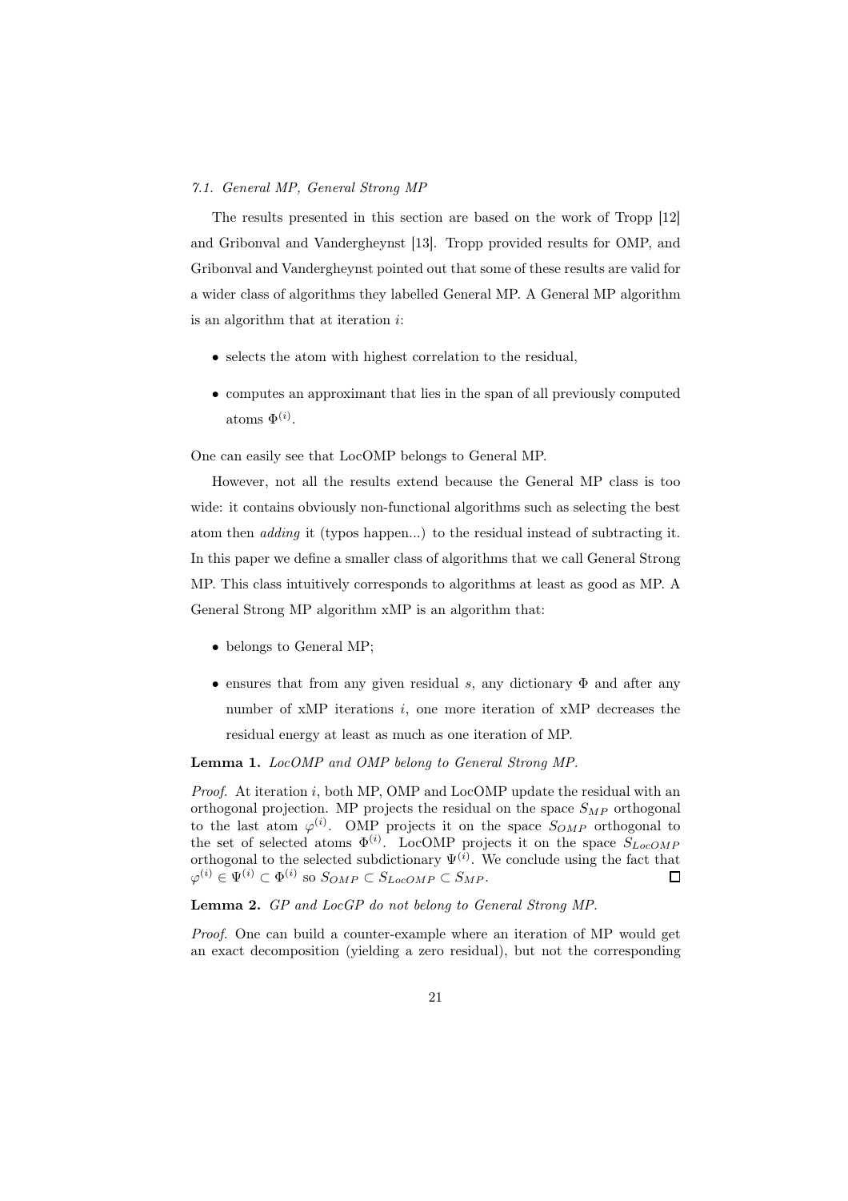### 7.1. General MP, General Strong MP

The results presented in this section are based on the work of Tropp [12] and Gribonval and Vandergheynst [13]. Tropp provided results for OMP, and Gribonval and Vandergheynst pointed out that some of these results are valid for a wider class of algorithms they labelled General MP. A General MP algorithm is an algorithm that at iteration $i$:

- selects the atom with highest correlation to the residual,
- computes an approximant that lies in the span of all previously computed atoms $\Phi^{(i)}$.

One can easily see that LocOMP belongs to General MP.

However, not all the results extend because the General MP class is too wide: it contains obviously non-functional algorithms such as selecting the best atom then *adding* it (typos happen...) to the residual instead of subtracting it. In this paper we define a smaller class of algorithms that we call General Strong MP. This class intuitively corresponds to algorithms at least as good as MP. A General Strong MP algorithm xMP is an algorithm that:

- belongs to General MP;
- ensures that from any given residual $s$, any dictionary $\Phi$ and after any number of xMP iterations $i$, one more iteration of xMP decreases the residual energy at least as much as one iteration of MP.

**Lemma 1.** *LocOMP and OMP belong to General Strong MP.*

*Proof.* At iteration $i$, both MP, OMP and LocOMP update the residual with an orthogonal projection. MP projects the residual on the space $S_{MP}$ orthogonal to the last atom $\varphi^{(i)}$. OMP projects it on the space $S_{OMP}$ orthogonal to the set of selected atoms $\Phi^{(i)}$. LocOMP projects it on the space $S_{LocOMP}$ orthogonal to the selected subdictionary $\Psi^{(i)}$. We conclude using the fact that $\varphi^{(i)} \in \Psi^{(i)} \subset \Phi^{(i)}$ so $S_{OMP} \subset S_{LocOMP} \subset S_{MP}$. □

**Lemma 2.** *GP and LocGP do not belong to General Strong MP.*

*Proof.* One can build a counter-example where an iteration of MP would get an exact decomposition (yielding a zero residual), but not the corresponding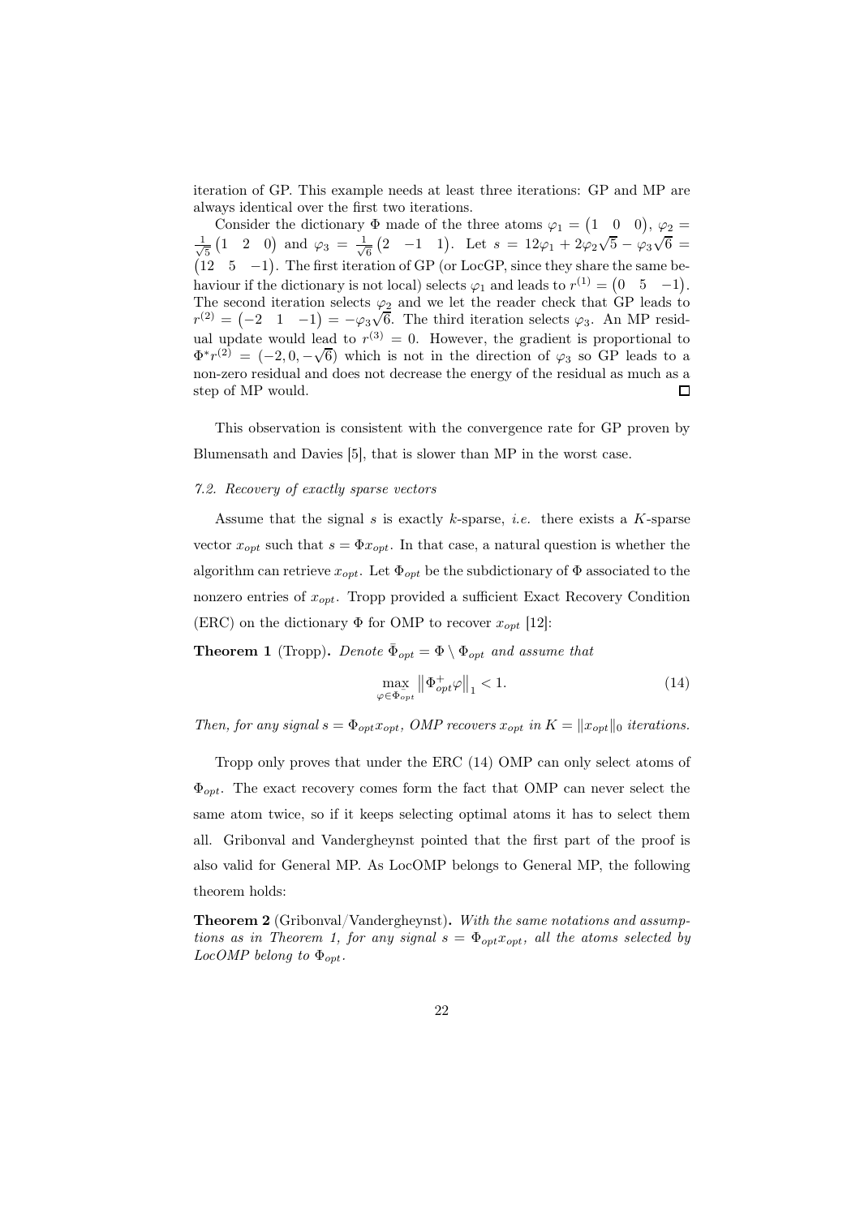iteration of GP. This example needs at least three iterations: GP and MP are always identical over the first two iterations.

Consider the dictionary $\Phi$ made of the three atoms $\varphi_1 = \begin{pmatrix}1 & 0 & 0\end{pmatrix}$, $\varphi_2 = \frac{1}{\sqrt{5}}\begin{pmatrix}1 & 2 & 0\end{pmatrix}$ and $\varphi_3 = \frac{1}{\sqrt{6}}\begin{pmatrix}2 & -1 & 1\end{pmatrix}$. Let $s = 12\varphi_1 + 2\varphi_2\sqrt{5} - \varphi_3\sqrt{6} = \begin{pmatrix}12 & 5 & -1\end{pmatrix}$. The first iteration of GP (or LocGP, since they share the same behaviour if the dictionary is not local) selects $\varphi_1$ and leads to $r^{(1)} = \begin{pmatrix}0 & 5 & -1\end{pmatrix}$. The second iteration selects $\varphi_2$ and we let the reader check that GP leads to $r^{(2)} = \begin{pmatrix}-2 & 1 & -1\end{pmatrix} = -\varphi_3\sqrt{6}$. The third iteration selects $\varphi_3$. An MP residual update would lead to $r^{(3)} = 0$. However, the gradient is proportional to $\Phi^* r^{(2)} = (-2, 0, -\sqrt{6})$ which is not in the direction of $\varphi_3$ so GP leads to a non-zero residual and does not decrease the energy of the residual as much as a step of MP would. $\square$

This observation is consistent with the convergence rate for GP proven by Blumensath and Davies [5], that is slower than MP in the worst case.

### 7.2. Recovery of exactly sparse vectors

Assume that the signal $s$ is exactly $k$-sparse, *i.e.* there exists a $K$-sparse vector $x_{opt}$ such that $s = \Phi x_{opt}$. In that case, a natural question is whether the algorithm can retrieve $x_{opt}$. Let $\Phi_{opt}$ be the subdictionary of $\Phi$ associated to the nonzero entries of $x_{opt}$. Tropp provided a sufficient Exact Recovery Condition (ERC) on the dictionary $\Phi$ for OMP to recover $x_{opt}$ [12]:

**Theorem 1** (Tropp)**.** *Denote $\bar{\Phi}_{opt} = \Phi \setminus \Phi_{opt}$ and assume that*

$$\max_{\varphi \in \bar{\Phi}_{opt}} \left\| \Phi_{opt}^{+} \varphi \right\|_1 < 1. \tag{14}$$

*Then, for any signal $s = \Phi_{opt} x_{opt}$, OMP recovers $x_{opt}$ in $K = \|x_{opt}\|_0$ iterations.*

Tropp only proves that under the ERC (14) OMP can only select atoms of $\Phi_{opt}$. The exact recovery comes form the fact that OMP can never select the same atom twice, so if it keeps selecting optimal atoms it has to select them all. Gribonval and Vandergheynst pointed that the first part of the proof is also valid for General MP. As LocOMP belongs to General MP, the following theorem holds:

**Theorem 2** (Gribonval/Vandergheynst)**.** *With the same notations and assumptions as in Theorem 1, for any signal $s = \Phi_{opt} x_{opt}$, all the atoms selected by LocOMP belong to $\Phi_{opt}$.*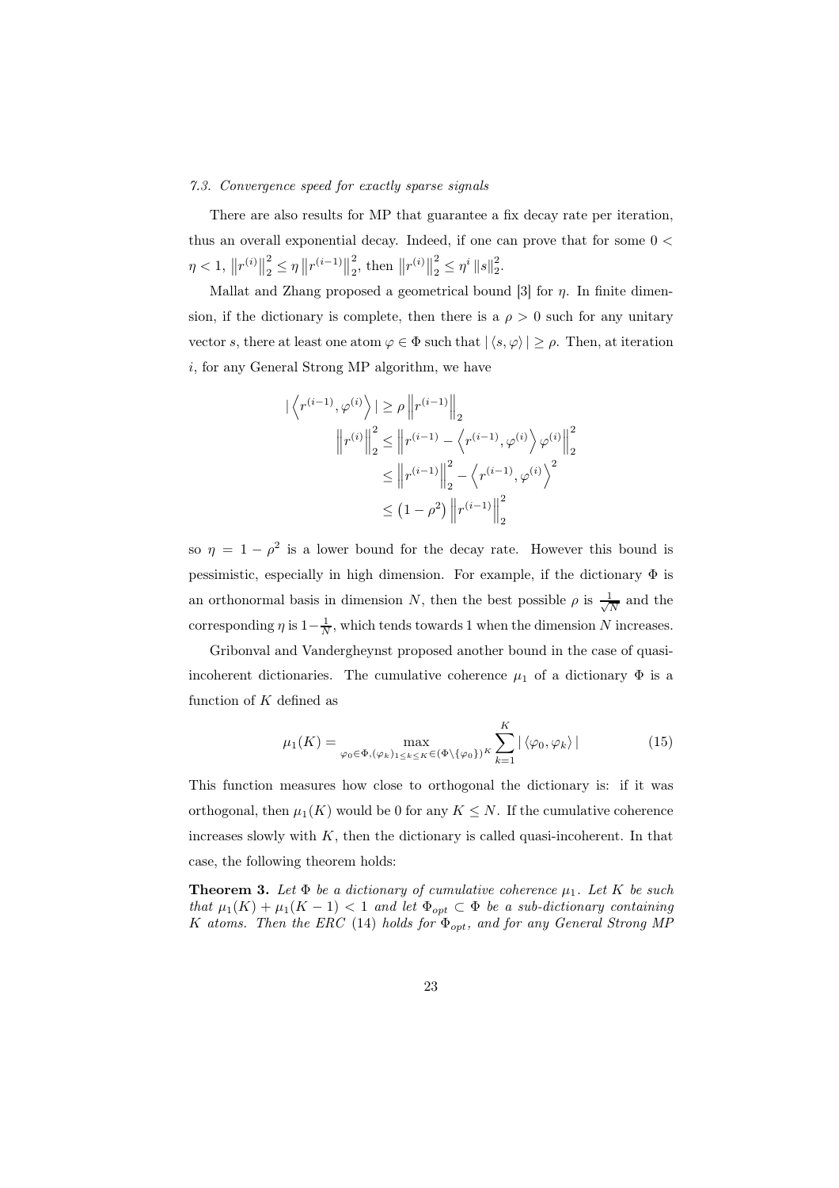### 7.3. Convergence speed for exactly sparse signals

There are also results for MP that guarantee a fix decay rate per iteration, thus an overall exponential decay. Indeed, if one can prove that for some $0 < \eta < 1$, $\left\|r^{(i)}\right\|_2^2 \leq \eta \left\|r^{(i-1)}\right\|_2^2$, then $\left\|r^{(i)}\right\|_2^2 \leq \eta^i \left\|s\right\|_2^2$.

Mallat and Zhang proposed a geometrical bound [3] for $\eta$. In finite dimension, if the dictionary is complete, then there is a $\rho > 0$ such for any unitary vector $s$, there at least one atom $\varphi \in \Phi$ such that $|\langle s, \varphi \rangle| \geq \rho$. Then, at iteration $i$, for any General Strong MP algorithm, we have

$$
\begin{aligned}
|\left\langle r^{(i-1)}, \varphi^{(i)} \right\rangle| &\geq \rho \left\|r^{(i-1)}\right\|_2 \\
\left\|r^{(i)}\right\|_2^2 &\leq \left\|r^{(i-1)} - \left\langle r^{(i-1)}, \varphi^{(i)} \right\rangle \varphi^{(i)}\right\|_2^2 \\
&\leq \left\|r^{(i-1)}\right\|_2^2 - \left\langle r^{(i-1)}, \varphi^{(i)} \right\rangle^2 \\
&\leq \left(1 - \rho^2\right) \left\|r^{(i-1)}\right\|_2^2
\end{aligned}
$$

so $\eta = 1 - \rho^2$ is a lower bound for the decay rate. However this bound is pessimistic, especially in high dimension. For example, if the dictionary $\Phi$ is an orthonormal basis in dimension $N$, then the best possible $\rho$ is $\frac{1}{\sqrt{N}}$ and the corresponding $\eta$ is $1 - \frac{1}{N}$, which tends towards 1 when the dimension $N$ increases.

Gribonval and Vandergheynst proposed another bound in the case of quasi-incoherent dictionaries. The cumulative coherence $\mu_1$ of a dictionary $\Phi$ is a function of $K$ defined as

$$
\mu_1(K) = \max_{\varphi_0 \in \Phi, (\varphi_k)_{1 \leq k \leq K} \in (\Phi \setminus \{\varphi_0\})^K} \sum_{k=1}^{K} |\langle \varphi_0, \varphi_k \rangle| \tag{15}
$$

This function measures how close to orthogonal the dictionary is: if it was orthogonal, then $\mu_1(K)$ would be 0 for any $K \leq N$. If the cumulative coherence increases slowly with $K$, then the dictionary is called quasi-incoherent. In that case, the following theorem holds:

**Theorem 3.** *Let $\Phi$ be a dictionary of cumulative coherence $\mu_1$. Let $K$ be such that $\mu_1(K) + \mu_1(K-1) < 1$ and let $\Phi_{opt} \subset \Phi$ be a sub-dictionary containing $K$ atoms. Then the ERC* (14) *holds for $\Phi_{opt}$, and for any General Strong MP*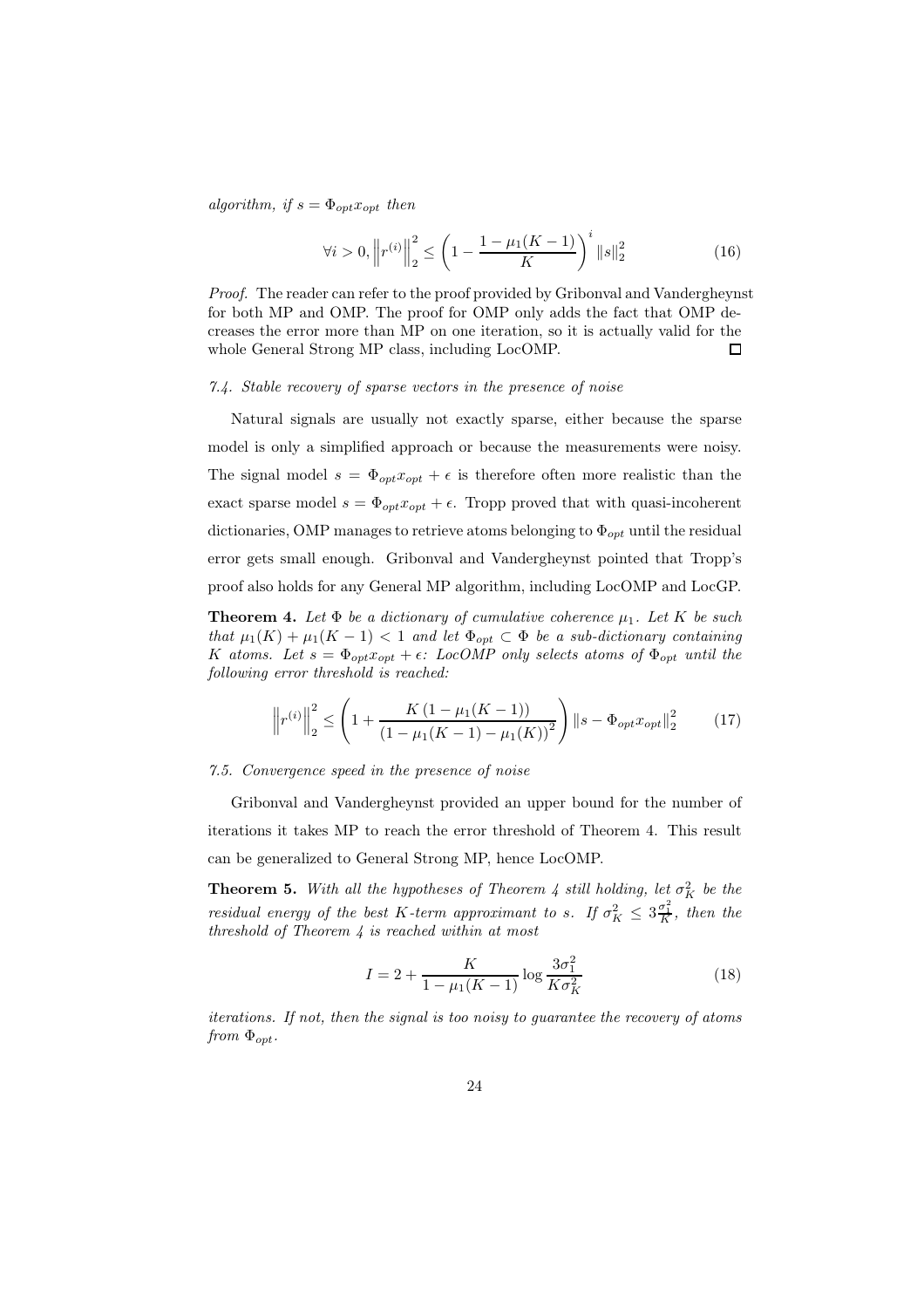*algorithm, if $s = \Phi_{opt} x_{opt}$ then*

$$\forall i > 0, \left\| r^{(i)} \right\|_2^2 \leq \left( 1 - \frac{1 - \mu_1(K-1)}{K} \right)^i \|s\|_2^2 \tag{16}$$

*Proof.* The reader can refer to the proof provided by Gribonval and Vandergheynst for both MP and OMP. The proof for OMP only adds the fact that OMP decreases the error more than MP on one iteration, so it is actually valid for the whole General Strong MP class, including LocOMP. □

### *7.4. Stable recovery of sparse vectors in the presence of noise*

Natural signals are usually not exactly sparse, either because the sparse model is only a simplified approach or because the measurements were noisy. The signal model $s = \Phi_{opt} x_{opt} + \epsilon$ is therefore often more realistic than the exact sparse model $s = \Phi_{opt} x_{opt} + \epsilon$. Tropp proved that with quasi-incoherent dictionaries, OMP manages to retrieve atoms belonging to $\Phi_{opt}$ until the residual error gets small enough. Gribonval and Vandergheynst pointed that Tropp's proof also holds for any General MP algorithm, including LocOMP and LocGP.

**Theorem 4.** *Let $\Phi$ be a dictionary of cumulative coherence $\mu_1$. Let $K$ be such that $\mu_1(K) + \mu_1(K-1) < 1$ and let $\Phi_{opt} \subset \Phi$ be a sub-dictionary containing $K$ atoms. Let $s = \Phi_{opt} x_{opt} + \epsilon$: LocOMP only selects atoms of $\Phi_{opt}$ until the following error threshold is reached:*

$$\left\| r^{(i)} \right\|_2^2 \leq \left( 1 + \frac{K\left(1 - \mu_1(K-1)\right)}{\left(1 - \mu_1(K-1) - \mu_1(K)\right)^2} \right) \|s - \Phi_{opt} x_{opt}\|_2^2 \tag{17}$$

### *7.5. Convergence speed in the presence of noise*

Gribonval and Vandergheynst provided an upper bound for the number of iterations it takes MP to reach the error threshold of Theorem 4. This result can be generalized to General Strong MP, hence LocOMP.

**Theorem 5.** *With all the hypotheses of Theorem 4 still holding, let $\sigma_K^2$ be the residual energy of the best $K$-term approximant to $s$. If $\sigma_K^2 \leq 3\frac{\sigma_1^2}{K}$, then the threshold of Theorem 4 is reached within at most*

$$I = 2 + \frac{K}{1 - \mu_1(K-1)} \log \frac{3\sigma_1^2}{K\sigma_K^2} \tag{18}$$

*iterations. If not, then the signal is too noisy to guarantee the recovery of atoms from $\Phi_{opt}$.*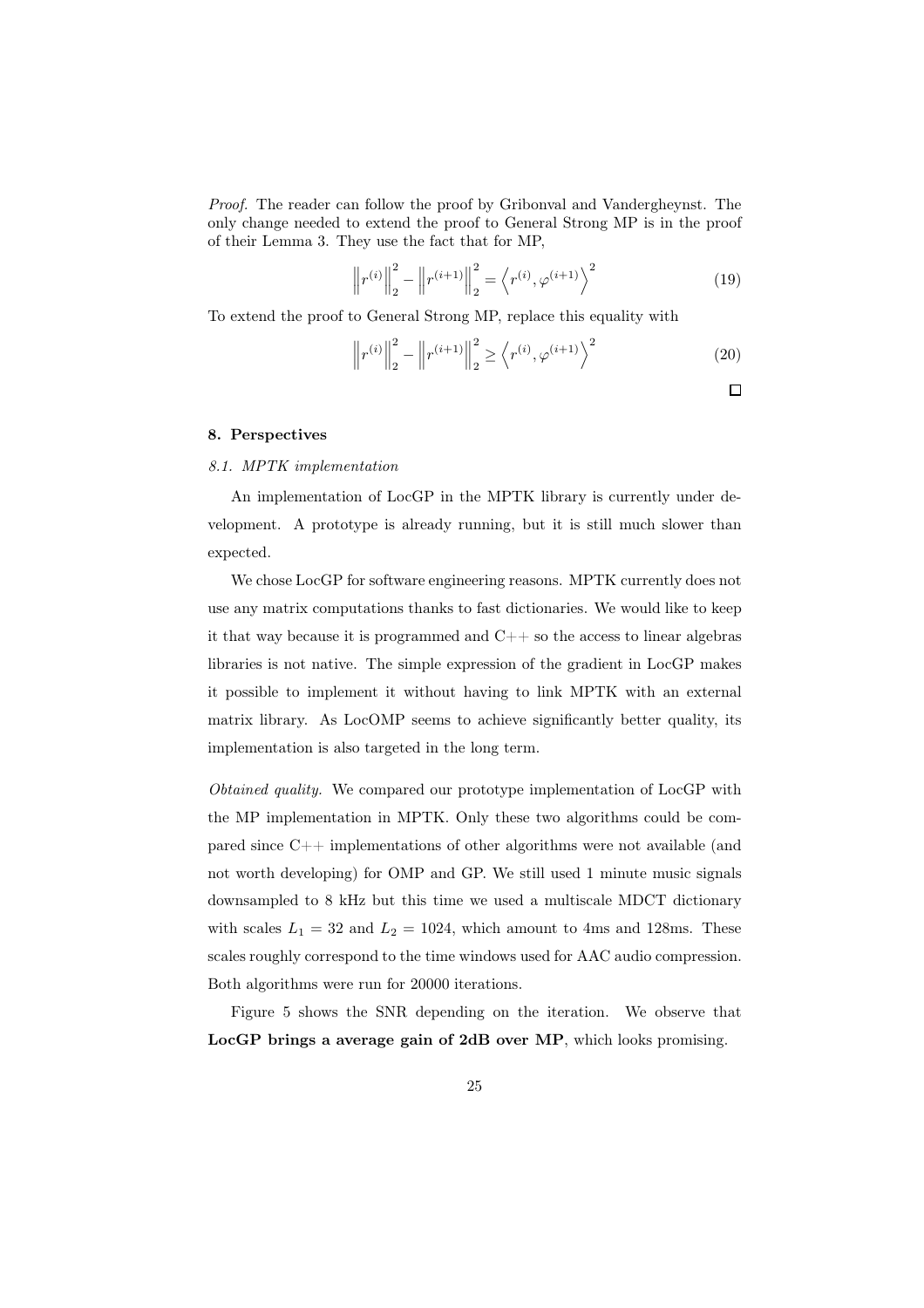*Proof.* The reader can follow the proof by Gribonval and Vandergheynst. The only change needed to extend the proof to General Strong MP is in the proof of their Lemma 3. They use the fact that for MP,

$$\left\|r^{(i)}\right\|_2^2 - \left\|r^{(i+1)}\right\|_2^2 = \left\langle r^{(i)}, \varphi^{(i+1)} \right\rangle^2 \tag{19}$$

To extend the proof to General Strong MP, replace this equality with

$$\left\|r^{(i)}\right\|_2^2 - \left\|r^{(i+1)}\right\|_2^2 \geq \left\langle r^{(i)}, \varphi^{(i+1)} \right\rangle^2 \tag{20}$$

□

## 8. Perspectives

### *8.1. MPTK implementation*

An implementation of LocGP in the MPTK library is currently under development. A prototype is already running, but it is still much slower than expected.

We chose LocGP for software engineering reasons. MPTK currently does not use any matrix computations thanks to fast dictionaries. We would like to keep it that way because it is programmed and C++ so the access to linear algebras libraries is not native. The simple expression of the gradient in LocGP makes it possible to implement it without having to link MPTK with an external matrix library. As LocOMP seems to achieve significantly better quality, its implementation is also targeted in the long term.

*Obtained quality.* We compared our prototype implementation of LocGP with the MP implementation in MPTK. Only these two algorithms could be compared since C++ implementations of other algorithms were not available (and not worth developing) for OMP and GP. We still used 1 minute music signals downsampled to 8 kHz but this time we used a multiscale MDCT dictionary with scales $L_1 = 32$ and $L_2 = 1024$, which amount to 4ms and 128ms. These scales roughly correspond to the time windows used for AAC audio compression. Both algorithms were run for 20000 iterations.

Figure 5 shows the SNR depending on the iteration. We observe that **LocGP brings a average gain of 2dB over MP**, which looks promising.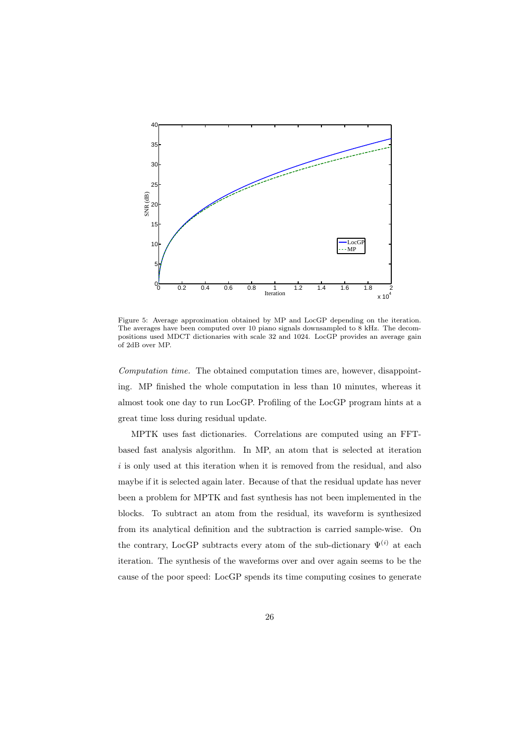Figure 5: Average approximation obtained by MP and LocGP depending on the iteration. The averages have been computed over 10 piano signals downsampled to 8 kHz. The decompositions used MDCT dictionaries with scale 32 and 1024. LocGP provides an average gain of 2dB over MP.

*Computation time.* The obtained computation times are, however, disappointing. MP finished the whole computation in less than 10 minutes, whereas it almost took one day to run LocGP. Profiling of the LocGP program hints at a great time loss during residual update.

MPTK uses fast dictionaries. Correlations are computed using an FFT-based fast analysis algorithm. In MP, an atom that is selected at iteration $i$ is only used at this iteration when it is removed from the residual, and also maybe if it is selected again later. Because of that the residual update has never been a problem for MPTK and fast synthesis has not been implemented in the blocks. To subtract an atom from the residual, its waveform is synthesized from its analytical definition and the subtraction is carried sample-wise. On the contrary, LocGP subtracts every atom of the sub-dictionary $\Psi^{(i)}$ at each iteration. The synthesis of the waveforms over and over again seems to be the cause of the poor speed: LocGP spends its time computing cosines to generate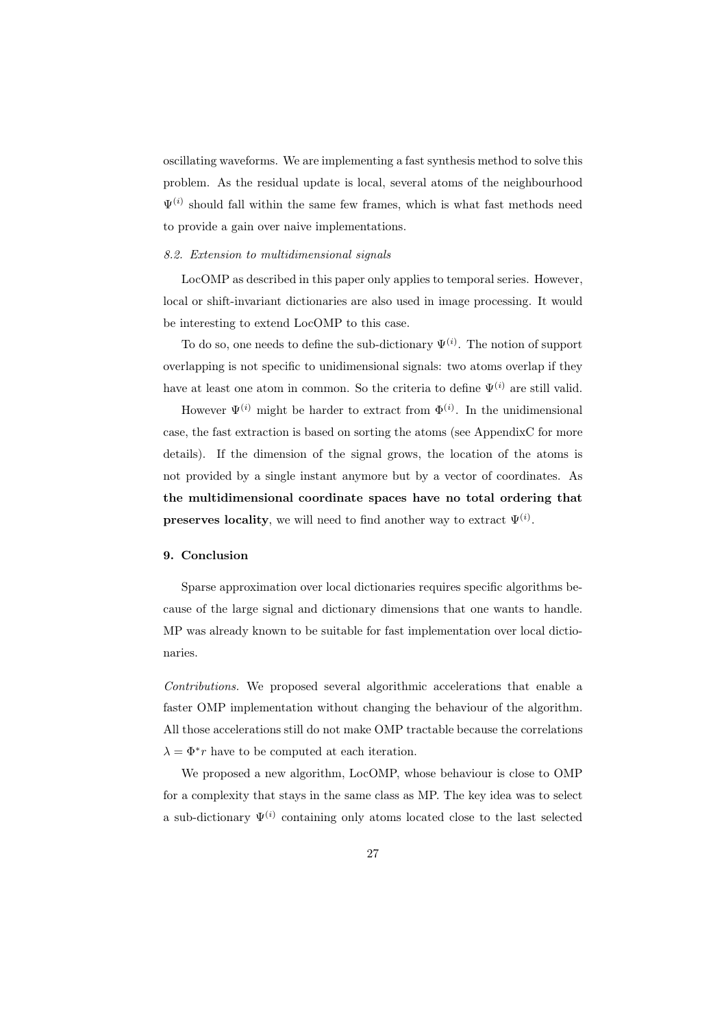oscillating waveforms. We are implementing a fast synthesis method to solve this problem. As the residual update is local, several atoms of the neighbourhood $\Psi^{(i)}$ should fall within the same few frames, which is what fast methods need to provide a gain over naive implementations.

### *8.2. Extension to multidimensional signals*

LocOMP as described in this paper only applies to temporal series. However, local or shift-invariant dictionaries are also used in image processing. It would be interesting to extend LocOMP to this case.

To do so, one needs to define the sub-dictionary $\Psi^{(i)}$. The notion of support overlapping is not specific to unidimensional signals: two atoms overlap if they have at least one atom in common. So the criteria to define $\Psi^{(i)}$ are still valid.

However $\Psi^{(i)}$ might be harder to extract from $\Phi^{(i)}$. In the unidimensional case, the fast extraction is based on sorting the atoms (see AppendixC for more details). If the dimension of the signal grows, the location of the atoms is not provided by a single instant anymore but by a vector of coordinates. As **the multidimensional coordinate spaces have no total ordering that preserves locality**, we will need to find another way to extract $\Psi^{(i)}$.

## 9. Conclusion

Sparse approximation over local dictionaries requires specific algorithms because of the large signal and dictionary dimensions that one wants to handle. MP was already known to be suitable for fast implementation over local dictionaries.

*Contributions.* We proposed several algorithmic accelerations that enable a faster OMP implementation without changing the behaviour of the algorithm. All those accelerations still do not make OMP tractable because the correlations $\lambda = \Phi^* r$ have to be computed at each iteration.

We proposed a new algorithm, LocOMP, whose behaviour is close to OMP for a complexity that stays in the same class as MP. The key idea was to select a sub-dictionary $\Psi^{(i)}$ containing only atoms located close to the last selected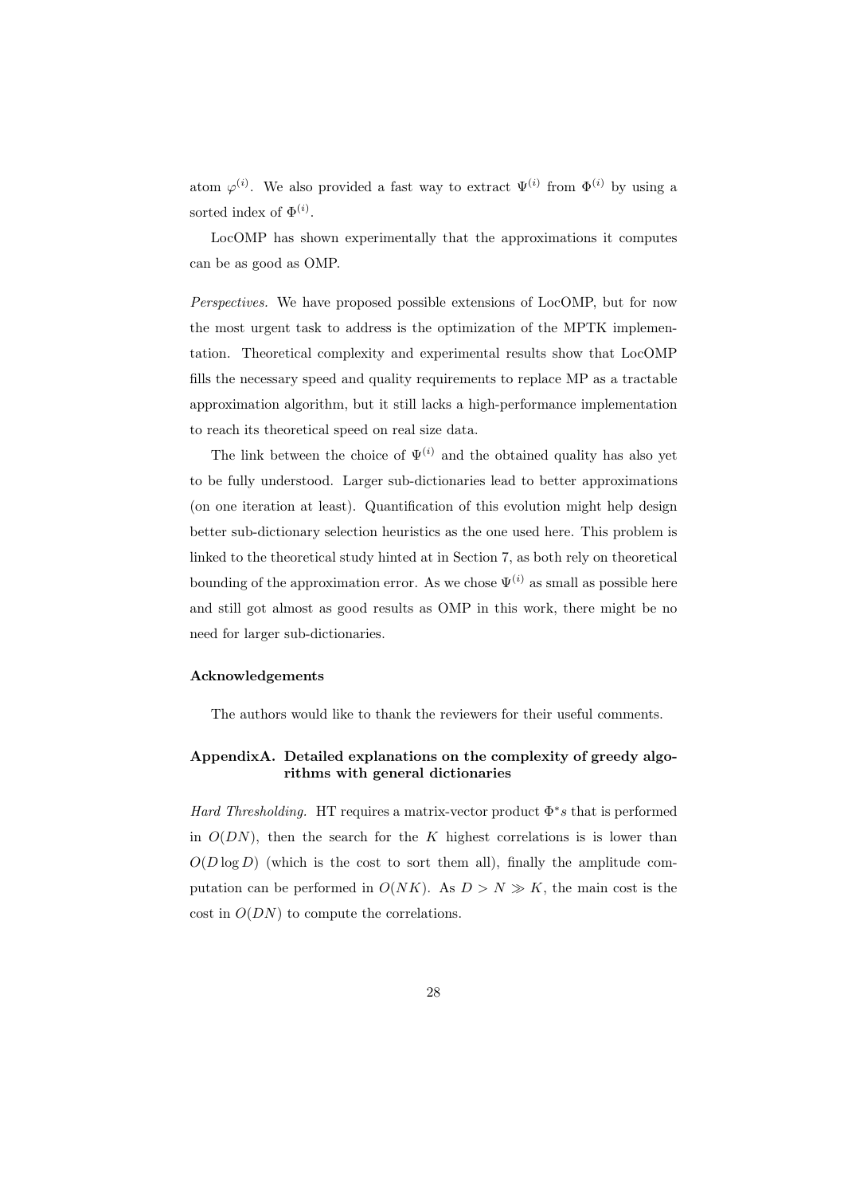atom $\varphi^{(i)}$. We also provided a fast way to extract $\Psi^{(i)}$ from $\Phi^{(i)}$ by using a sorted index of $\Phi^{(i)}$.

LocOMP has shown experimentally that the approximations it computes can be as good as OMP.

*Perspectives.* We have proposed possible extensions of LocOMP, but for now the most urgent task to address is the optimization of the MPTK implementation. Theoretical complexity and experimental results show that LocOMP fills the necessary speed and quality requirements to replace MP as a tractable approximation algorithm, but it still lacks a high-performance implementation to reach its theoretical speed on real size data.

The link between the choice of $\Psi^{(i)}$ and the obtained quality has also yet to be fully understood. Larger sub-dictionaries lead to better approximations (on one iteration at least). Quantification of this evolution might help design better sub-dictionary selection heuristics as the one used here. This problem is linked to the theoretical study hinted at in Section 7, as both rely on theoretical bounding of the approximation error. As we chose $\Psi^{(i)}$ as small as possible here and still got almost as good results as OMP in this work, there might be no need for larger sub-dictionaries.

### Acknowledgements

The authors would like to thank the reviewers for their useful comments.

### AppendixA. Detailed explanations on the complexity of greedy algorithms with general dictionaries

*Hard Thresholding.* HT requires a matrix-vector product $\Phi^* s$ that is performed in $O(DN)$, then the search for the $K$ highest correlations is is lower than $O(D \log D)$ (which is the cost to sort them all), finally the amplitude computation can be performed in $O(NK)$. As $D > N \gg K$, the main cost is the cost in $O(DN)$ to compute the correlations.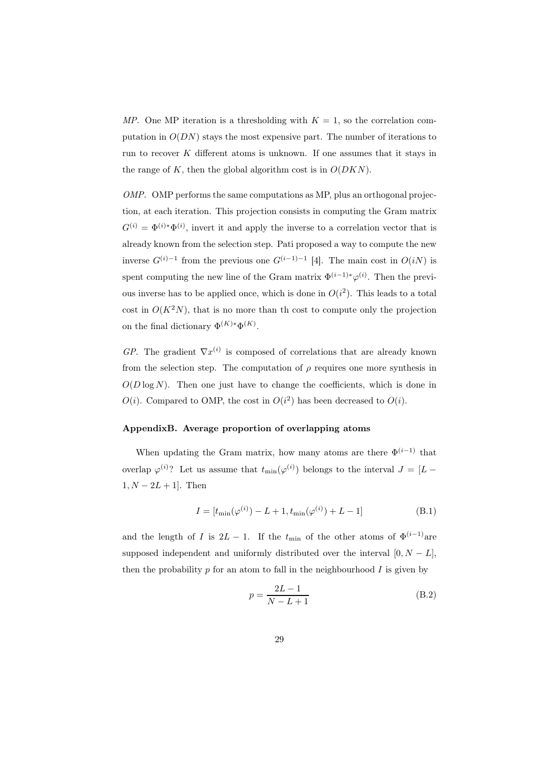*MP.* One MP iteration is a thresholding with $K = 1$, so the correlation computation in $O(DN)$ stays the most expensive part. The number of iterations to run to recover $K$ different atoms is unknown. If one assumes that it stays in the range of $K$, then the global algorithm cost is in $O(DKN)$.

*OMP.* OMP performs the same computations as MP, plus an orthogonal projection, at each iteration. This projection consists in computing the Gram matrix $G^{(i)} = \Phi^{(i)*}\Phi^{(i)}$, invert it and apply the inverse to a correlation vector that is already known from the selection step. Pati proposed a way to compute the new inverse $G^{(i)-1}$ from the previous one $G^{(i-1)-1}$ [4]. The main cost in $O(iN)$ is spent computing the new line of the Gram matrix $\Phi^{(i-1)*}\varphi^{(i)}$. Then the previous inverse has to be applied once, which is done in $O(i^2)$. This leads to a total cost in $O(K^2N)$, that is no more than th cost to compute only the projection on the final dictionary $\Phi^{(K)*}\Phi^{(K)}$.

*GP.* The gradient $\nabla x^{(i)}$ is composed of correlations that are already known from the selection step. The computation of $\rho$ requires one more synthesis in $O(D \log N)$. Then one just have to change the coefficients, which is done in $O(i)$. Compared to OMP, the cost in $O(i^2)$ has been decreased to $O(i)$.

### AppendixB. Average proportion of overlapping atoms

When updating the Gram matrix, how many atoms are there $\Phi^{(i-1)}$ that overlap $\varphi^{(i)}$? Let us assume that $t_{\min}(\varphi^{(i)})$ belongs to the interval $J = [L - 1, N - 2L + 1]$. Then

$$I = [t_{\min}(\varphi^{(i)}) - L + 1, t_{\min}(\varphi^{(i)}) + L - 1] \tag{B.1}$$

and the length of $I$ is $2L - 1$. If the $t_{\min}$ of the other atoms of $\Phi^{(i-1)}$are supposed independent and uniformly distributed over the interval $[0, N - L]$, then the probability $p$ for an atom to fall in the neighbourhood $I$ is given by

$$p = \frac{2L - 1}{N - L + 1} \tag{B.2}$$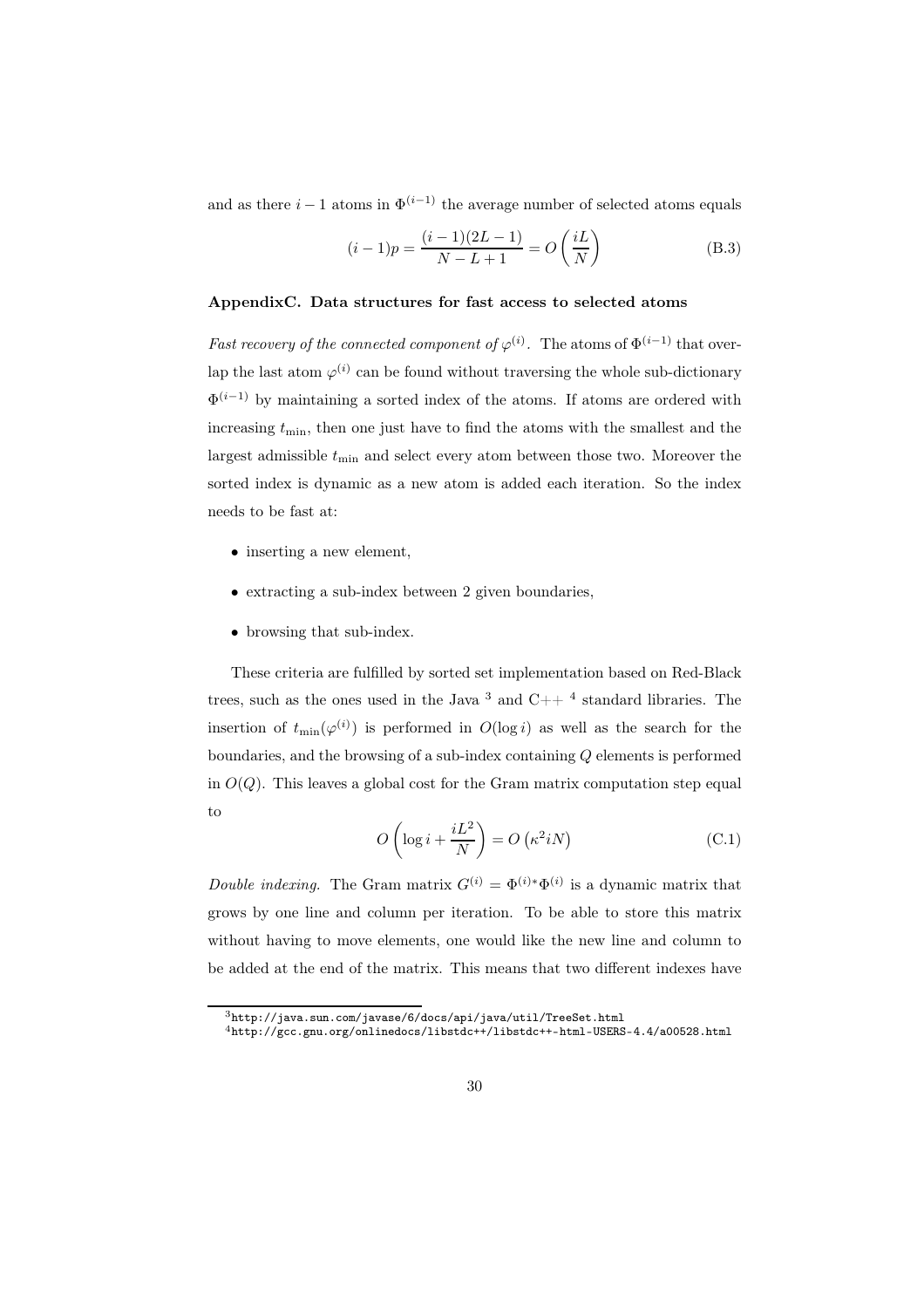and as there $i-1$ atoms in $\Phi^{(i-1)}$ the average number of selected atoms equals

$$(i-1)p = \frac{(i-1)(2L-1)}{N-L+1} = O\left(\frac{iL}{N}\right) \tag{B.3}$$

## AppendixC. Data structures for fast access to selected atoms

*Fast recovery of the connected component of $\varphi^{(i)}$.* The atoms of $\Phi^{(i-1)}$ that overlap the last atom $\varphi^{(i)}$ can be found without traversing the whole sub-dictionary $\Phi^{(i-1)}$ by maintaining a sorted index of the atoms. If atoms are ordered with increasing $t_{\min}$, then one just have to find the atoms with the smallest and the largest admissible $t_{\min}$ and select every atom between those two. Moreover the sorted index is dynamic as a new atom is added each iteration. So the index needs to be fast at:

- inserting a new element,
- extracting a sub-index between 2 given boundaries,
- browsing that sub-index.

These criteria are fulfilled by sorted set implementation based on Red-Black trees, such as the ones used in the Java [3] and C++ [4] standard libraries. The insertion of $t_{\min}(\varphi^{(i)})$ is performed in $O(\log i)$ as well as the search for the boundaries, and the browsing of a sub-index containing $Q$ elements is performed in $O(Q)$. This leaves a global cost for the Gram matrix computation step equal to

$$O\left(\log i + \frac{iL^2}{N}\right) = O\left(\kappa^2 iN\right) \tag{C.1}$$

*Double indexing.* The Gram matrix $G^{(i)} = \Phi^{(i)*}\Phi^{(i)}$ is a dynamic matrix that grows by one line and column per iteration. To be able to store this matrix without having to move elements, one would like the new line and column to be added at the end of the matrix. This means that two different indexes have

[3] http://java.sun.com/javase/6/docs/api/java/util/TreeSet.html

[4] http://gcc.gnu.org/onlinedocs/libstdc++/libstdc++-html-USERS-4.4/a00528.html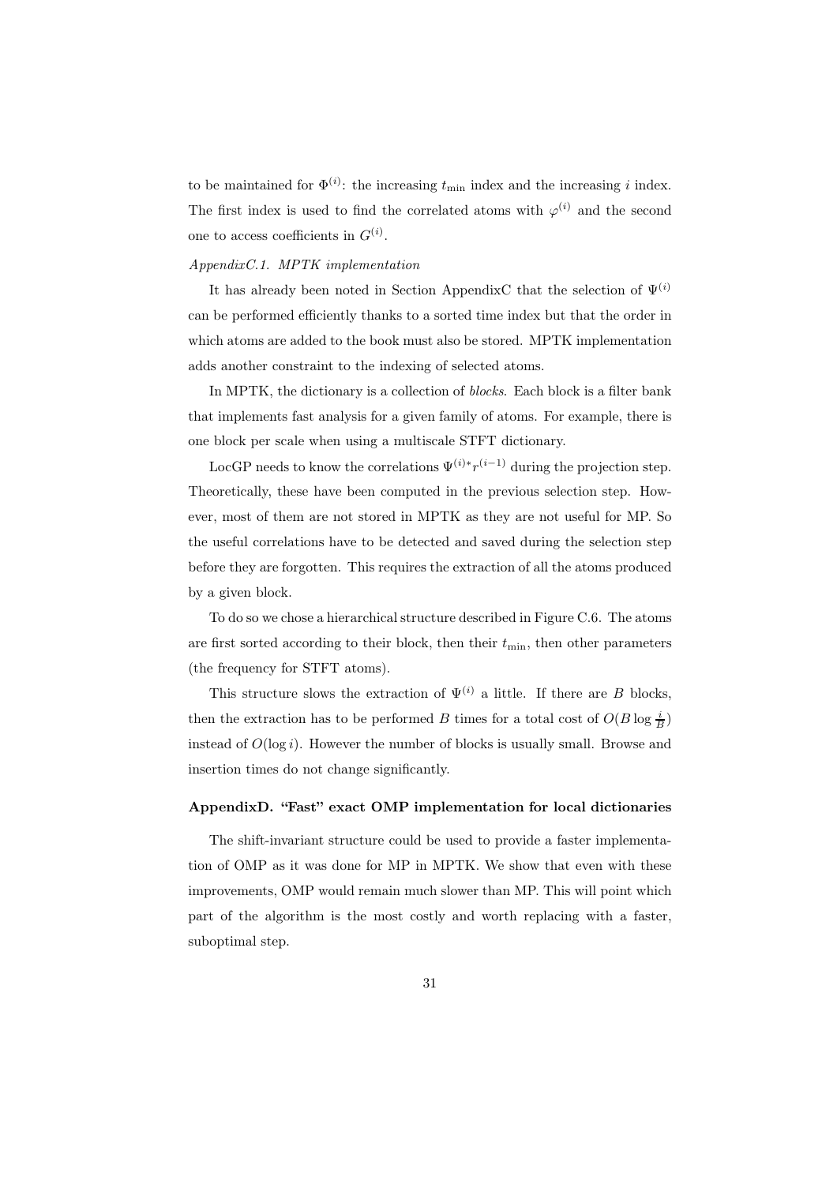to be maintained for $\Phi^{(i)}$: the increasing $t_{\min}$ index and the increasing $i$ index. The first index is used to find the correlated atoms with $\varphi^{(i)}$ and the second one to access coefficients in $G^{(i)}$.

### *AppendixC.1. MPTK implementation*

It has already been noted in Section AppendixC that the selection of $\Psi^{(i)}$ can be performed efficiently thanks to a sorted time index but that the order in which atoms are added to the book must also be stored. MPTK implementation adds another constraint to the indexing of selected atoms.

In MPTK, the dictionary is a collection of *blocks*. Each block is a filter bank that implements fast analysis for a given family of atoms. For example, there is one block per scale when using a multiscale STFT dictionary.

LocGP needs to know the correlations $\Psi^{(i)*}r^{(i-1)}$ during the projection step. Theoretically, these have been computed in the previous selection step. However, most of them are not stored in MPTK as they are not useful for MP. So the useful correlations have to be detected and saved during the selection step before they are forgotten. This requires the extraction of all the atoms produced by a given block.

To do so we chose a hierarchical structure described in Figure C.6. The atoms are first sorted according to their block, then their $t_{\min}$, then other parameters (the frequency for STFT atoms).

This structure slows the extraction of $\Psi^{(i)}$ a little. If there are $B$ blocks, then the extraction has to be performed $B$ times for a total cost of $O(B \log \frac{i}{B})$ instead of $O(\log i)$. However the number of blocks is usually small. Browse and insertion times do not change significantly.

## AppendixD. "Fast" exact OMP implementation for local dictionaries

The shift-invariant structure could be used to provide a faster implementation of OMP as it was done for MP in MPTK. We show that even with these improvements, OMP would remain much slower than MP. This will point which part of the algorithm is the most costly and worth replacing with a faster, suboptimal step.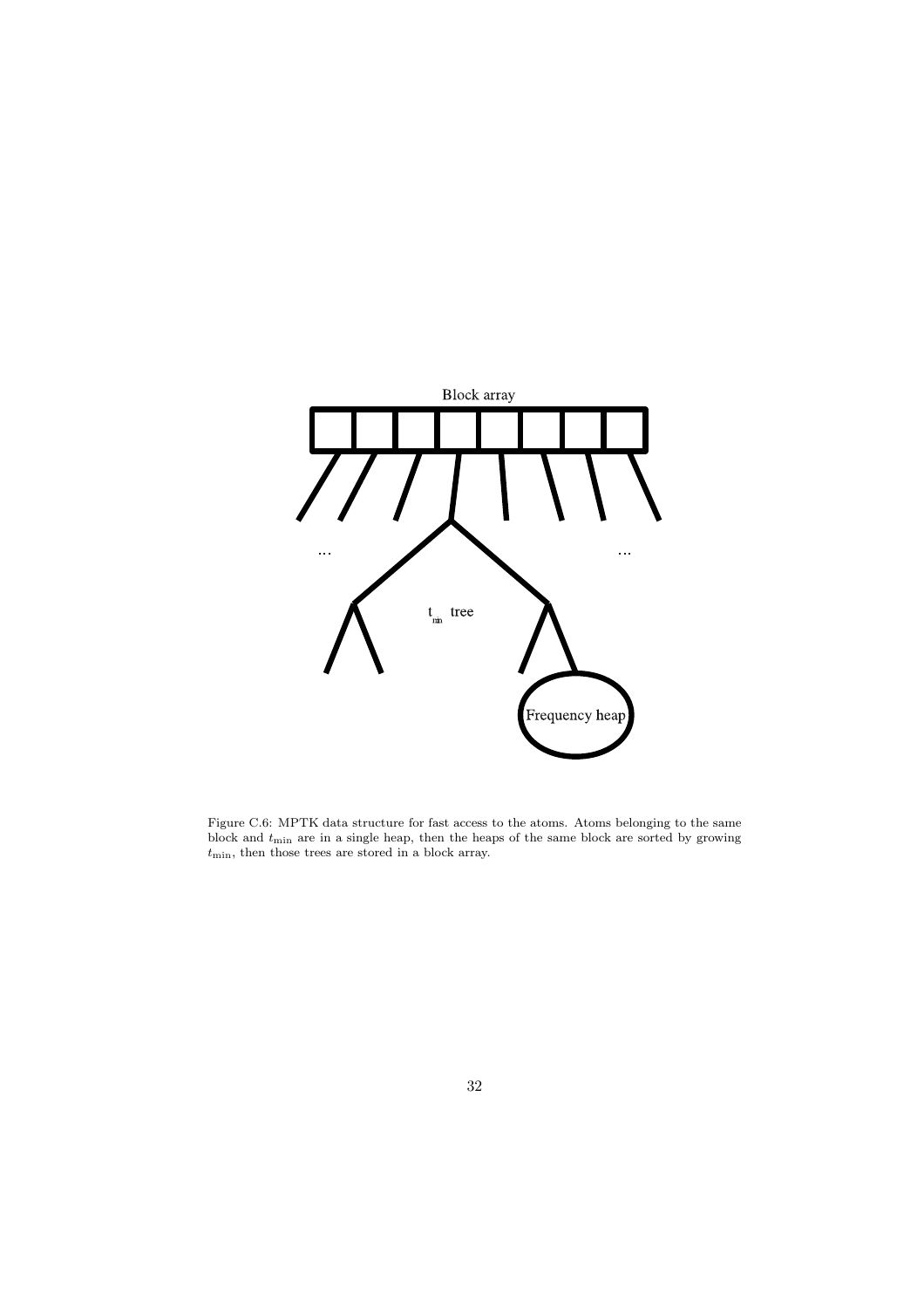Figure C.6: MPTK data structure for fast access to the atoms. Atoms belonging to the same block and $t_{\min}$ are in a single heap, then the heaps of the same block are sorted by growing $t_{\min}$, then those trees are stored in a block array.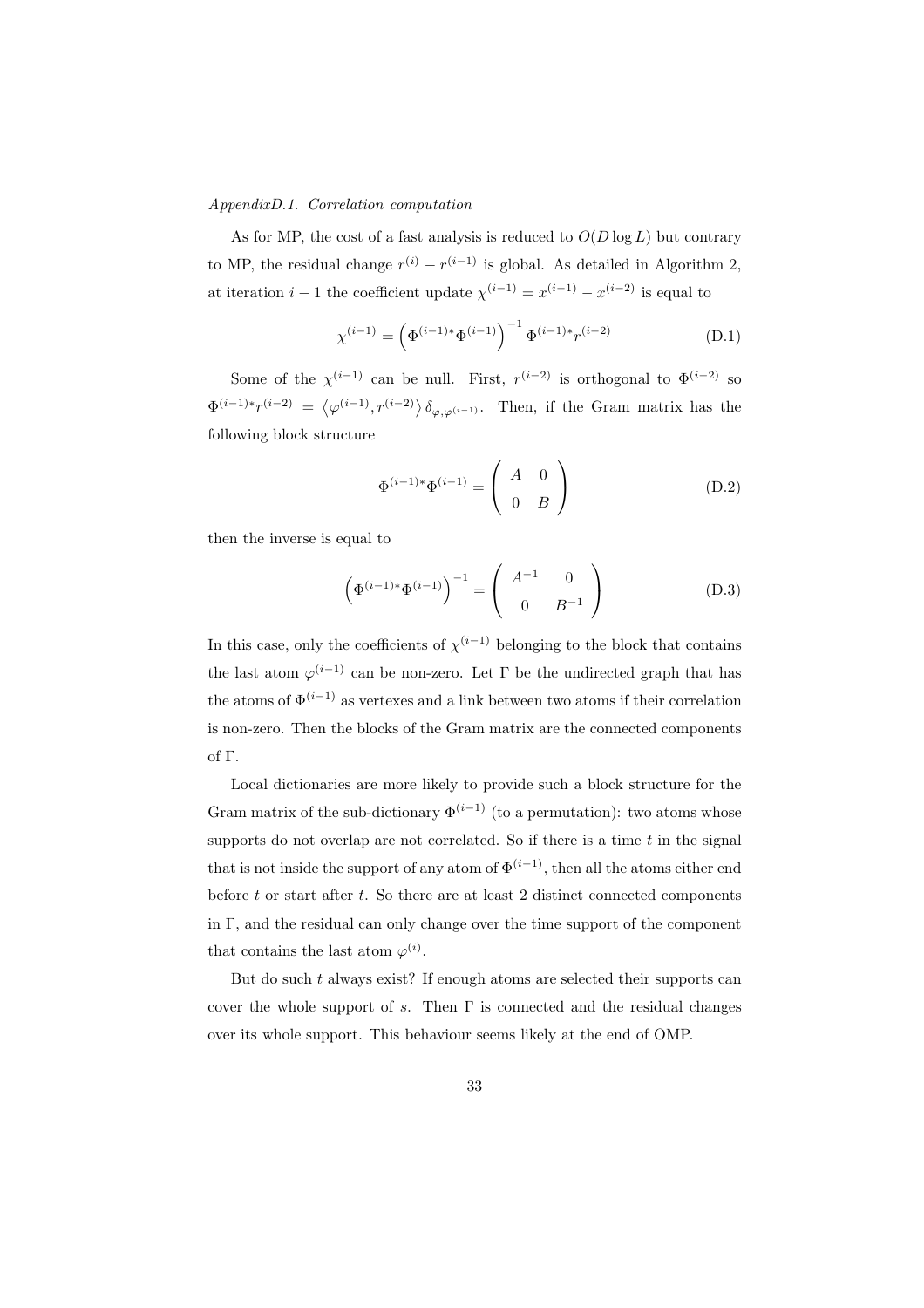### *AppendixD.1. Correlation computation*

As for MP, the cost of a fast analysis is reduced to $O(D \log L)$ but contrary to MP, the residual change $r^{(i)} - r^{(i-1)}$ is global. As detailed in Algorithm 2, at iteration $i-1$ the coefficient update $\chi^{(i-1)} = x^{(i-1)} - x^{(i-2)}$ is equal to

$$\chi^{(i-1)} = \left(\Phi^{(i-1)*}\Phi^{(i-1)}\right)^{-1} \Phi^{(i-1)*} r^{(i-2)} \tag{D.1}$$

Some of the $\chi^{(i-1)}$ can be null. First, $r^{(i-2)}$ is orthogonal to $\Phi^{(i-2)}$ so $\Phi^{(i-1)*} r^{(i-2)} = \left\langle \varphi^{(i-1)}, r^{(i-2)} \right\rangle \delta_{\varphi, \varphi^{(i-1)}}$. Then, if the Gram matrix has the following block structure

$$\Phi^{(i-1)*}\Phi^{(i-1)} = \begin{pmatrix} A & 0 \\ 0 & B \end{pmatrix} \tag{D.2}$$

then the inverse is equal to

$$\left(\Phi^{(i-1)*}\Phi^{(i-1)}\right)^{-1} = \begin{pmatrix} A^{-1} & 0 \\ 0 & B^{-1} \end{pmatrix} \tag{D.3}$$

In this case, only the coefficients of $\chi^{(i-1)}$ belonging to the block that contains the last atom $\varphi^{(i-1)}$ can be non-zero. Let $\Gamma$ be the undirected graph that has the atoms of $\Phi^{(i-1)}$ as vertexes and a link between two atoms if their correlation is non-zero. Then the blocks of the Gram matrix are the connected components of $\Gamma$.

Local dictionaries are more likely to provide such a block structure for the Gram matrix of the sub-dictionary $\Phi^{(i-1)}$ (to a permutation): two atoms whose supports do not overlap are not correlated. So if there is a time $t$ in the signal that is not inside the support of any atom of $\Phi^{(i-1)}$, then all the atoms either end before $t$ or start after $t$. So there are at least 2 distinct connected components in $\Gamma$, and the residual can only change over the time support of the component that contains the last atom $\varphi^{(i)}$.

But do such $t$ always exist? If enough atoms are selected their supports can cover the whole support of $s$. Then $\Gamma$ is connected and the residual changes over its whole support. This behaviour seems likely at the end of OMP.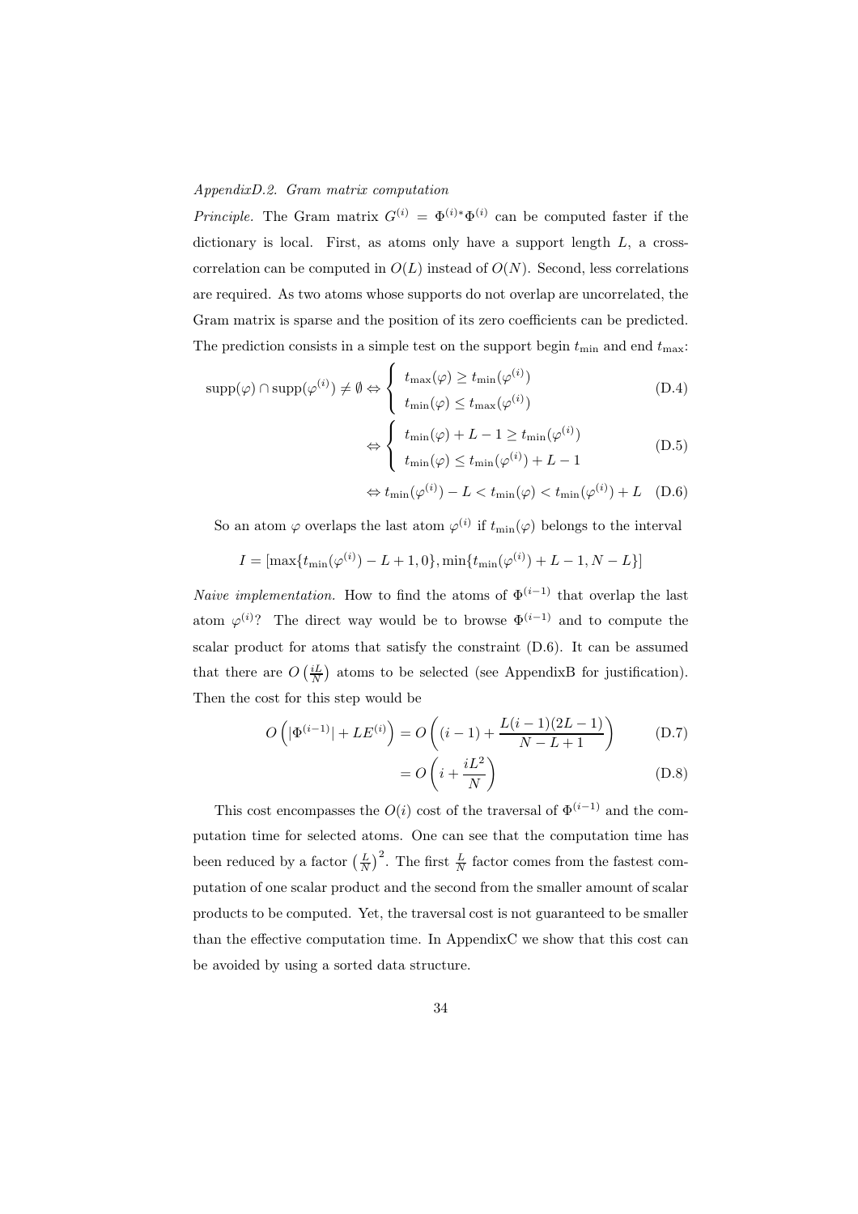*AppendixD.2. Gram matrix computation*

*Principle.* The Gram matrix $G^{(i)} = \Phi^{(i)*}\Phi^{(i)}$ can be computed faster if the dictionary is local. First, as atoms only have a support length $L$, a cross-correlation can be computed in $O(L)$ instead of $O(N)$. Second, less correlations are required. As two atoms whose supports do not overlap are uncorrelated, the Gram matrix is sparse and the position of its zero coefficients can be predicted. The prediction consists in a simple test on the support begin $t_{\min}$ and end $t_{\max}$:

$$\mathrm{supp}(\varphi) \cap \mathrm{supp}(\varphi^{(i)}) \neq \emptyset \Leftrightarrow \left\{ \begin{array}{l} t_{\max}(\varphi) \geq t_{\min}(\varphi^{(i)}) \\ t_{\min}(\varphi) \leq t_{\max}(\varphi^{(i)}) \end{array} \right. \tag{D.4}$$

$$\Leftrightarrow \left\{ \begin{array}{l} t_{\min}(\varphi) + L - 1 \geq t_{\min}(\varphi^{(i)}) \\ t_{\min}(\varphi) \leq t_{\min}(\varphi^{(i)}) + L - 1 \end{array} \right. \tag{D.5}$$

$$\Leftrightarrow t_{\min}(\varphi^{(i)}) - L < t_{\min}(\varphi) < t_{\min}(\varphi^{(i)}) + L \tag{D.6}$$

So an atom $\varphi$ overlaps the last atom $\varphi^{(i)}$ if $t_{\min}(\varphi)$ belongs to the interval

$$I = [\max\{t_{\min}(\varphi^{(i)}) - L + 1, 0\}, \min\{t_{\min}(\varphi^{(i)}) + L - 1, N - L\}]$$

*Naive implementation.* How to find the atoms of $\Phi^{(i-1)}$ that overlap the last atom $\varphi^{(i)}$? The direct way would be to browse $\Phi^{(i-1)}$ and to compute the scalar product for atoms that satisfy the constraint (D.6). It can be assumed that there are $O\left(\frac{iL}{N}\right)$ atoms to be selected (see AppendixB for justification). Then the cost for this step would be

$$O\left(|\Phi^{(i-1)}| + LE^{(i)}\right) = O\left((i-1) + \frac{L(i-1)(2L-1)}{N-L+1}\right) \tag{D.7}$$

$$= O\left(i + \frac{iL^2}{N}\right) \tag{D.8}$$

This cost encompasses the $O(i)$ cost of the traversal of $\Phi^{(i-1)}$ and the computation time for selected atoms. One can see that the computation time has been reduced by a factor $\left(\frac{L}{N}\right)^2$. The first $\frac{L}{N}$ factor comes from the fastest computation of one scalar product and the second from the smaller amount of scalar products to be computed. Yet, the traversal cost is not guaranteed to be smaller than the effective computation time. In AppendixC we show that this cost can be avoided by using a sorted data structure.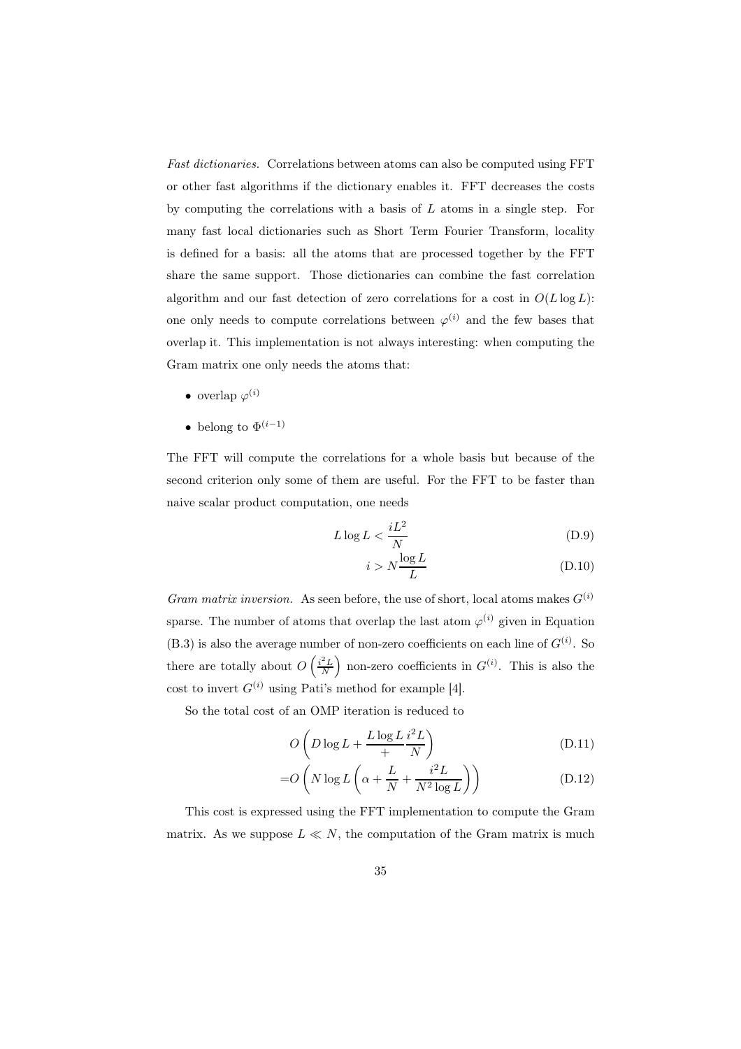*Fast dictionaries.* Correlations between atoms can also be computed using FFT or other fast algorithms if the dictionary enables it. FFT decreases the costs by computing the correlations with a basis of $L$ atoms in a single step. For many fast local dictionaries such as Short Term Fourier Transform, locality is defined for a basis: all the atoms that are processed together by the FFT share the same support. Those dictionaries can combine the fast correlation algorithm and our fast detection of zero correlations for a cost in $O(L \log L)$: one only needs to compute correlations between $\varphi^{(i)}$ and the few bases that overlap it. This implementation is not always interesting: when computing the Gram matrix one only needs the atoms that:

- overlap $\varphi^{(i)}$
- belong to $\Phi^{(i-1)}$

The FFT will compute the correlations for a whole basis but because of the second criterion only some of them are useful. For the FFT to be faster than naive scalar product computation, one needs

$$L \log L < \frac{iL^2}{N} \tag{D.9}$$

$$i > N \frac{\log L}{L} \tag{D.10}$$

*Gram matrix inversion.* As seen before, the use of short, local atoms makes $G^{(i)}$ sparse. The number of atoms that overlap the last atom $\varphi^{(i)}$ given in Equation (B.3) is also the average number of non-zero coefficients on each line of $G^{(i)}$. So there are totally about $O\left(\frac{i^2 L}{N}\right)$ non-zero coefficients in $G^{(i)}$. This is also the cost to invert $G^{(i)}$ using Pati's method for example [4].

So the total cost of an OMP iteration is reduced to

$$O\left(D \log L + \frac{L \log L}{+} \frac{i^2 L}{N}\right) \tag{D.11}$$

$$= O\left(N \log L \left(\alpha + \frac{L}{N} + \frac{i^2 L}{N^2 \log L}\right)\right) \tag{D.12}$$

This cost is expressed using the FFT implementation to compute the Gram matrix. As we suppose $L \ll N$, the computation of the Gram matrix is much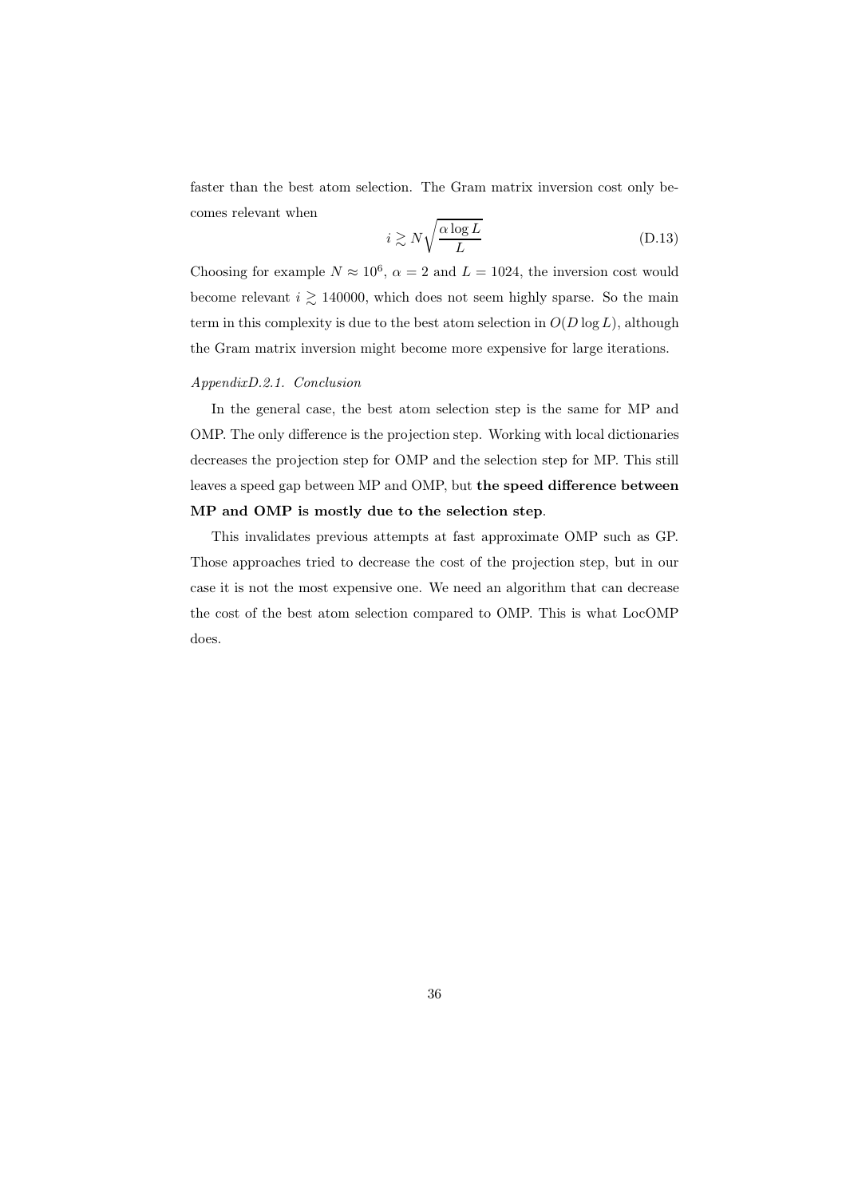faster than the best atom selection. The Gram matrix inversion cost only becomes relevant when

$$i \gtrsim N\sqrt{\frac{\alpha \log L}{L}} \tag{D.13}$$

Choosing for example $N \approx 10^6$, $\alpha = 2$ and $L = 1024$, the inversion cost would become relevant $i \gtrsim 140000$, which does not seem highly sparse. So the main term in this complexity is due to the best atom selection in $O(D \log L)$, although the Gram matrix inversion might become more expensive for large iterations.

### *AppendixD.2.1. Conclusion*

In the general case, the best atom selection step is the same for MP and OMP. The only difference is the projection step. Working with local dictionaries decreases the projection step for OMP and the selection step for MP. This still leaves a speed gap between MP and OMP, but **the speed difference between MP and OMP is mostly due to the selection step**.

This invalidates previous attempts at fast approximate OMP such as GP. Those approaches tried to decrease the cost of the projection step, but in our case it is not the most expensive one. We need an algorithm that can decrease the cost of the best atom selection compared to OMP. This is what LocOMP does.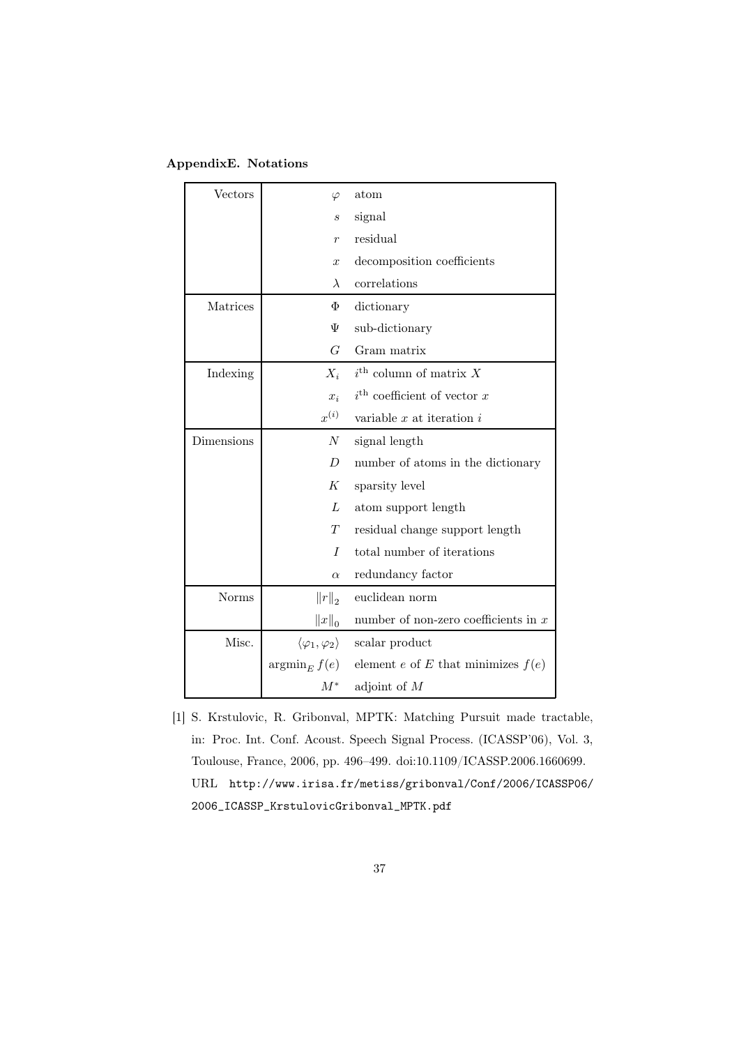## AppendixE. Notations

| | | |
|---|---|---|
| Vectors | $\varphi$ | atom |
| | $s$ | signal |
| | $r$ | residual |
| | $x$ | decomposition coefficients |
| | $\lambda$ | correlations |
| Matrices | $\Phi$ | dictionary |
| | $\Psi$ | sub-dictionary |
| | $G$ | Gram matrix |
| Indexing | $X_i$ | $i^{\text{th}}$ column of matrix $X$ |
| | $x_i$ | $i^{\text{th}}$ coefficient of vector $x$ |
| | $x^{(i)}$ | variable $x$ at iteration $i$ |
| Dimensions | $N$ | signal length |
| | $D$ | number of atoms in the dictionary |
| | $K$ | sparsity level |
| | $L$ | atom support length |
| | $T$ | residual change support length |
| | $I$ | total number of iterations |
| | $\alpha$ | redundancy factor |
| Norms | $\|r\|_2$ | euclidean norm |
| | $\|x\|_0$ | number of non-zero coefficients in $x$ |
| Misc. | $\langle \varphi_1, \varphi_2 \rangle$ | scalar product |
| | $\text{argmin}_E\, f(e)$ | element $e$ of $E$ that minimizes $f(e)$ |
| | $M^*$ | adjoint of $M$ |

[1] S. Krstulovic, R. Gribonval, MPTK: Matching Pursuit made tractable, in: Proc. Int. Conf. Acoust. Speech Signal Process. (ICASSP'06), Vol. 3, Toulouse, France, 2006, pp. 496–499. doi:10.1109/ICASSP.2006.1660699. URL http://www.irisa.fr/metiss/gribonval/Conf/2006/ICASSP06/2006_ICASSP_KrstulovicGribonval_MPTK.pdf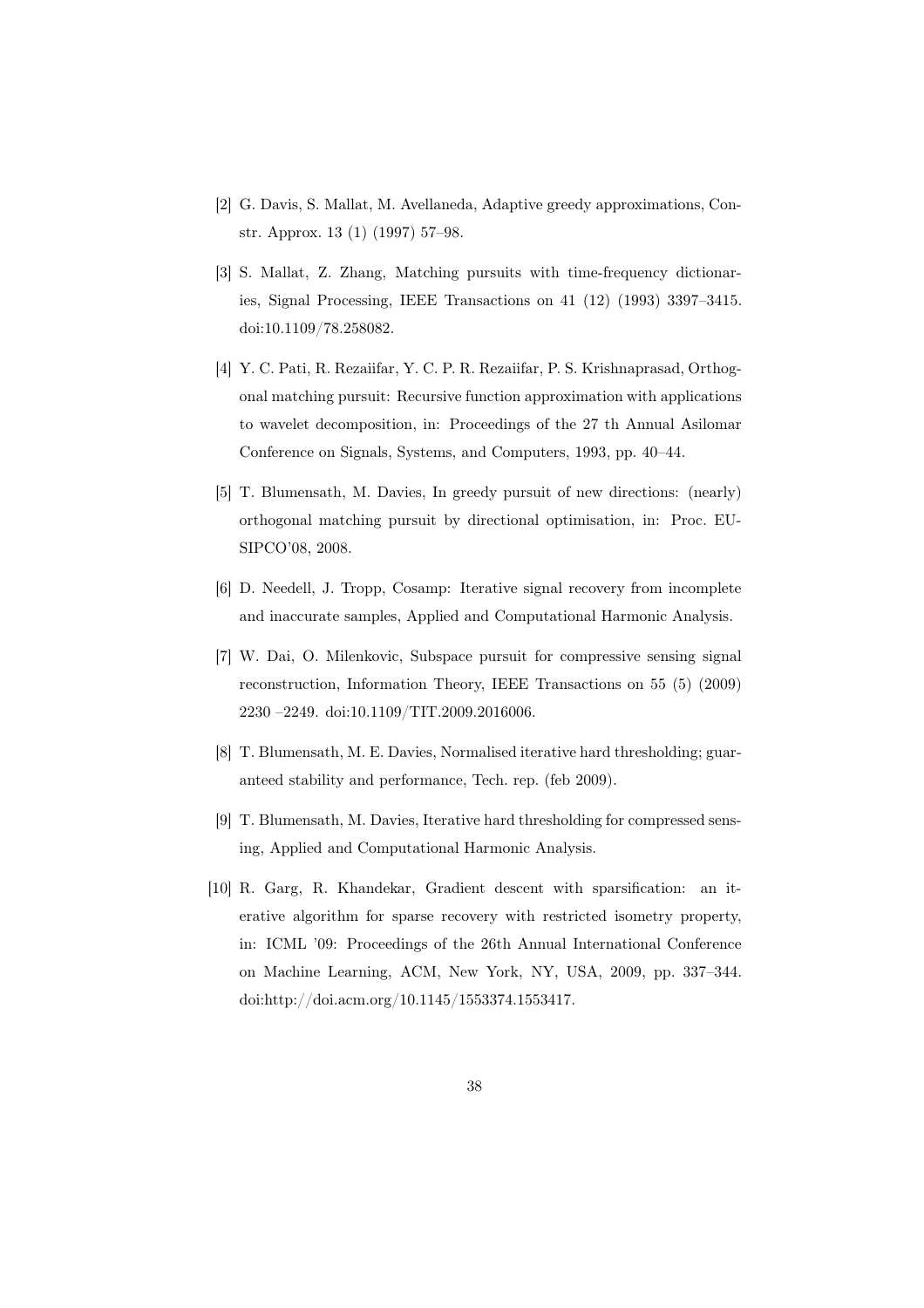[2] G. Davis, S. Mallat, M. Avellaneda, Adaptive greedy approximations, Constr. Approx. 13 (1) (1997) 57–98.

[3] S. Mallat, Z. Zhang, Matching pursuits with time-frequency dictionaries, Signal Processing, IEEE Transactions on 41 (12) (1993) 3397–3415. doi:10.1109/78.258082.

[4] Y. C. Pati, R. Rezaiifar, Y. C. P. R. Rezaiifar, P. S. Krishnaprasad, Orthogonal matching pursuit: Recursive function approximation with applications to wavelet decomposition, in: Proceedings of the 27 th Annual Asilomar Conference on Signals, Systems, and Computers, 1993, pp. 40–44.

[5] T. Blumensath, M. Davies, In greedy pursuit of new directions: (nearly) orthogonal matching pursuit by directional optimisation, in: Proc. EUSIPCO'08, 2008.

[6] D. Needell, J. Tropp, Cosamp: Iterative signal recovery from incomplete and inaccurate samples, Applied and Computational Harmonic Analysis.

[7] W. Dai, O. Milenkovic, Subspace pursuit for compressive sensing signal reconstruction, Information Theory, IEEE Transactions on 55 (5) (2009) 2230 –2249. doi:10.1109/TIT.2009.2016006.

[8] T. Blumensath, M. E. Davies, Normalised iterative hard thresholding; guaranteed stability and performance, Tech. rep. (feb 2009).

[9] T. Blumensath, M. Davies, Iterative hard thresholding for compressed sensing, Applied and Computational Harmonic Analysis.

[10] R. Garg, R. Khandekar, Gradient descent with sparsification: an iterative algorithm for sparse recovery with restricted isometry property, in: ICML '09: Proceedings of the 26th Annual International Conference on Machine Learning, ACM, New York, NY, USA, 2009, pp. 337–344. doi:http://doi.acm.org/10.1145/1553374.1553417.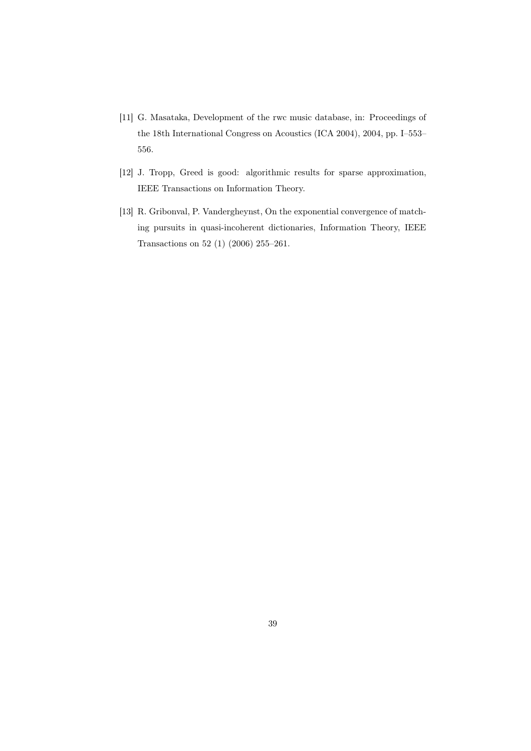[11] G. Masataka, Development of the rwc music database, in: Proceedings of the 18th International Congress on Acoustics (ICA 2004), 2004, pp. I–553–556.

[12] J. Tropp, Greed is good: algorithmic results for sparse approximation, IEEE Transactions on Information Theory.

[13] R. Gribonval, P. Vandergheynst, On the exponential convergence of matching pursuits in quasi-incoherent dictionaries, Information Theory, IEEE Transactions on 52 (1) (2006) 255–261.